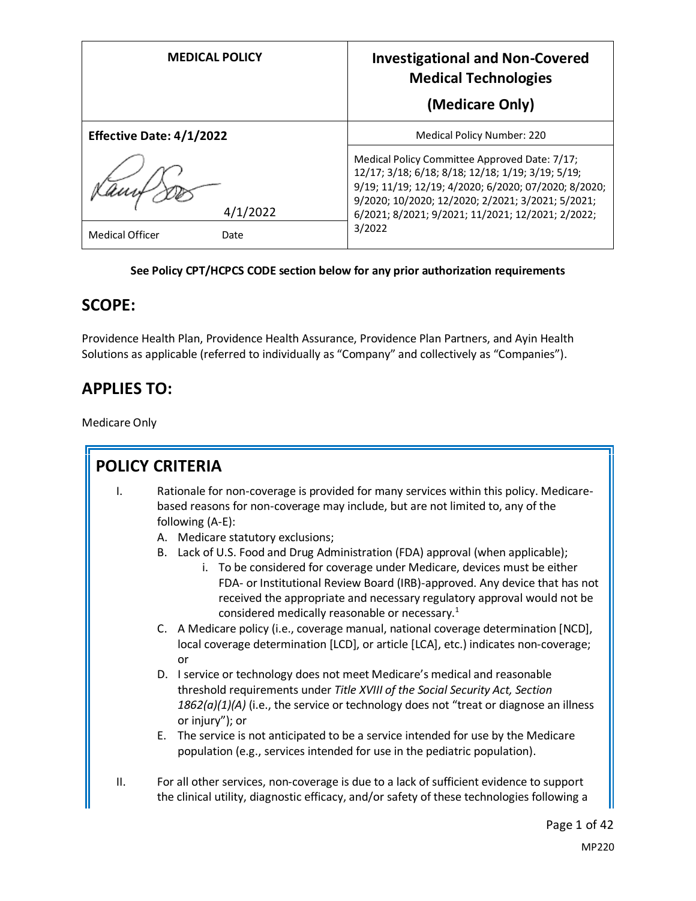| MEDICAL POLICY | Investigational and Non-Covered Medical Technologies (Medicare Only) |
|---|---|
| **Effective Date: 4/1/2022** | Medical Policy Number: 220 |
| 4/1/2022 | Medical Policy Committee Approved Date: 7/17; 12/17; 3/18; 6/18; 8/18; 12/18; 1/19; 3/19; 5/19; 9/19; 11/19; 12/19; 4/2020; 6/2020; 07/2020; 8/2020; 9/2020; 10/2020; 12/2020; 2/2021; 3/2021; 5/2021; 6/2021; 8/2021; 9/2021; 11/2021; 12/2021; 2/2022; 3/2022 |
| Medical Officer Date | |

**See Policy CPT/HCPCS CODE section below for any prior authorization requirements**

## SCOPE:

Providence Health Plan, Providence Health Assurance, Providence Plan Partners, and Ayin Health Solutions as applicable (referred to individually as "Company" and collectively as "Companies").

## APPLIES TO:

Medicare Only

## POLICY CRITERIA

I. Rationale for non-coverage is provided for many services within this policy. Medicare-based reasons for non-coverage may include, but are not limited to, any of the following (A-E):
   A. Medicare statutory exclusions;
   B. Lack of U.S. Food and Drug Administration (FDA) approval (when applicable);
      i. To be considered for coverage under Medicare, devices must be either FDA- or Institutional Review Board (IRB)-approved. Any device that has not received the appropriate and necessary regulatory approval would not be considered medically reasonable or necessary.[1]
   C. A Medicare policy (i.e., coverage manual, national coverage determination [NCD], local coverage determination [LCD], or article [LCA], etc.) indicates non-coverage; or
   D. I service or technology does not meet Medicare's medical and reasonable threshold requirements under *Title XVIII of the Social Security Act, Section 1862(a)(1)(A)* (i.e., the service or technology does not "treat or diagnose an illness or injury"); or
   E. The service is not anticipated to be a service intended for use by the Medicare population (e.g., services intended for use in the pediatric population).

II. For all other services, non-coverage is due to a lack of sufficient evidence to support the clinical utility, diagnostic efficacy, and/or safety of these technologies following a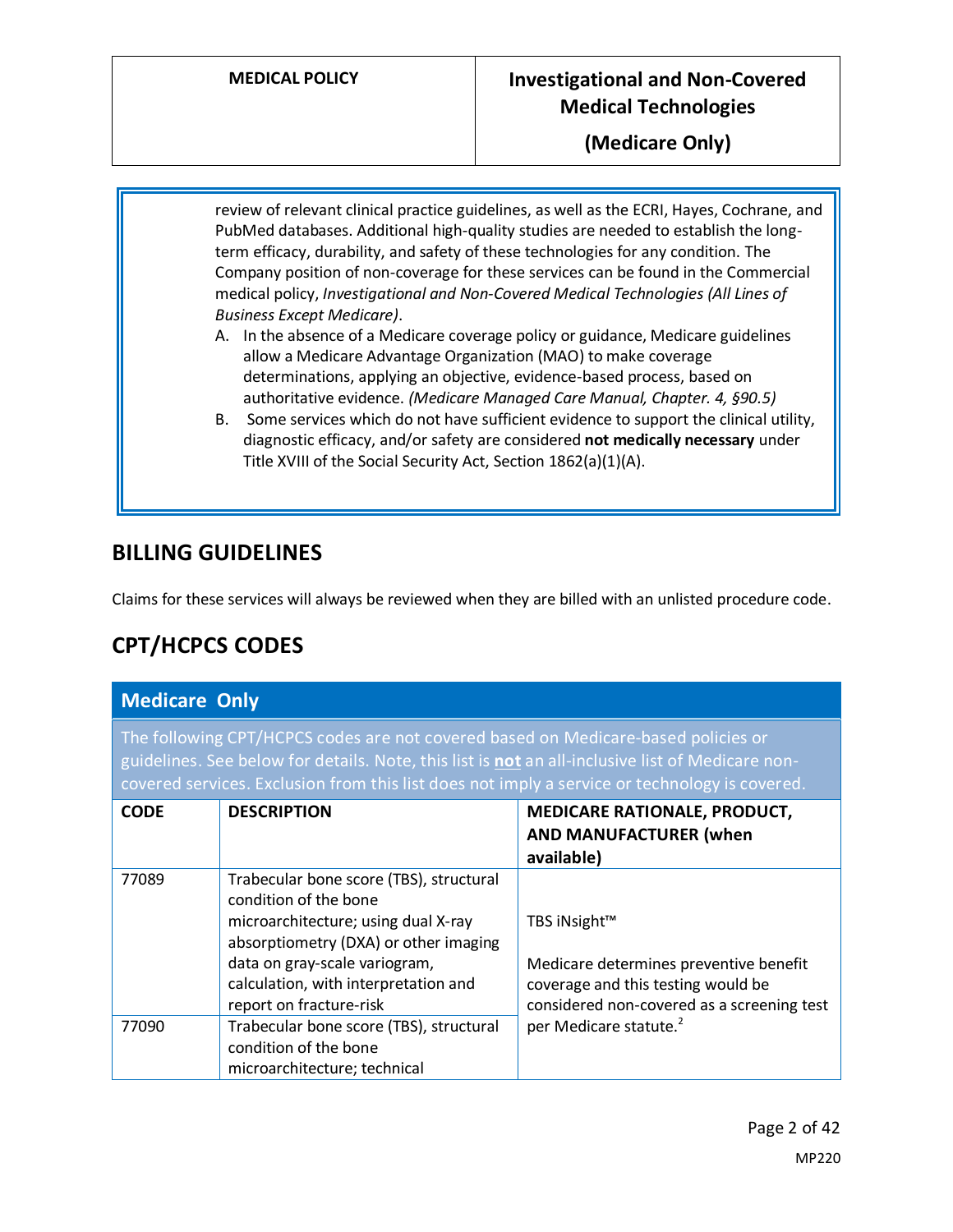review of relevant clinical practice guidelines, as well as the ECRI, Hayes, Cochrane, and PubMed databases. Additional high-quality studies are needed to establish the long-term efficacy, durability, and safety of these technologies for any condition. The Company position of non-coverage for these services can be found in the Commercial medical policy, *Investigational and Non-Covered Medical Technologies (All Lines of Business Except Medicare)*.

A. In the absence of a Medicare coverage policy or guidance, Medicare guidelines allow a Medicare Advantage Organization (MAO) to make coverage determinations, applying an objective, evidence-based process, based on authoritative evidence. *(Medicare Managed Care Manual, Chapter. 4, §90.5)*
B. Some services which do not have sufficient evidence to support the clinical utility, diagnostic efficacy, and/or safety are considered **not medically necessary** under Title XVIII of the Social Security Act, Section 1862(a)(1)(A).

## BILLING GUIDELINES

Claims for these services will always be reviewed when they are billed with an unlisted procedure code.

## CPT/HCPCS CODES

| Medicare Only | | |
|---|---|---|
| The following CPT/HCPCS codes are not covered based on Medicare-based policies or guidelines. See below for details. Note, this list is **not** an all-inclusive list of Medicare non-covered services. Exclusion from this list does not imply a service or technology is covered. | | |
| **CODE** | **DESCRIPTION** | **MEDICARE RATIONALE, PRODUCT, AND MANUFACTURER (when available)** |
| 77089 | Trabecular bone score (TBS), structural condition of the bone microarchitecture; using dual X-ray absorptiometry (DXA) or other imaging data on gray-scale variogram, calculation, with interpretation and report on fracture-risk | TBS iNsight™<br><br>Medicare determines preventive benefit coverage and this testing would be considered non-covered as a screening test per Medicare statute.[2] |
| 77090 | Trabecular bone score (TBS), structural condition of the bone microarchitecture; technical | |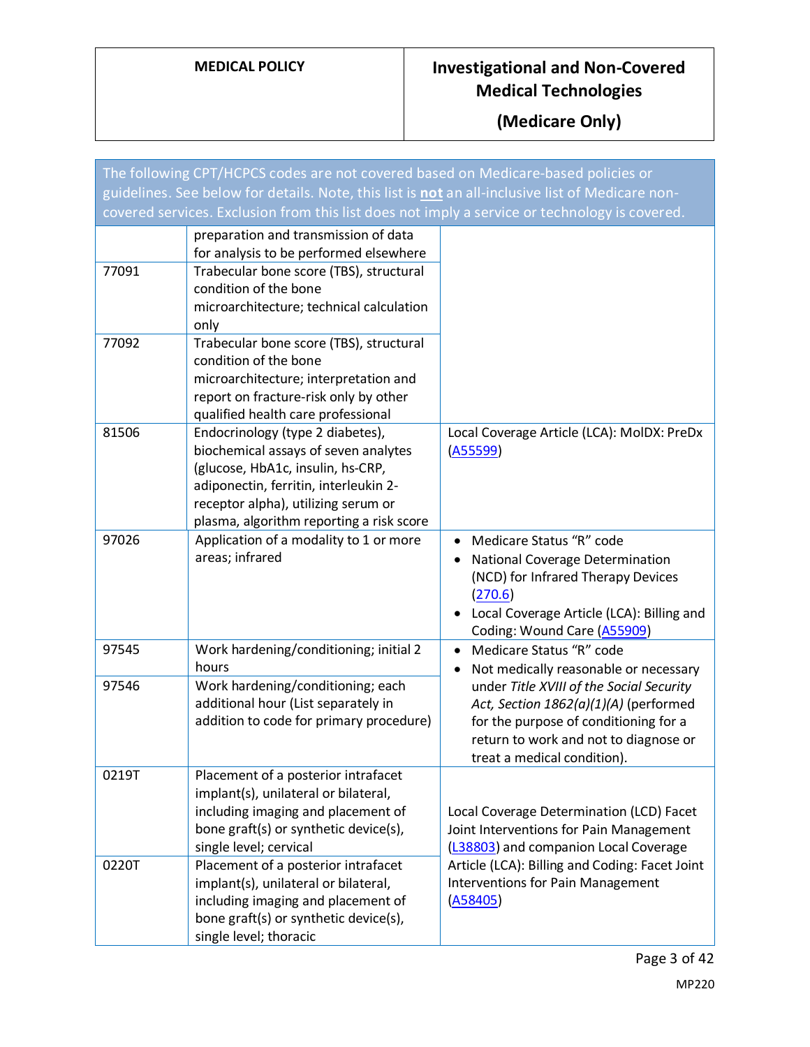| The following CPT/HCPCS codes are not covered based on Medicare-based policies or guidelines. See below for details. Note, this list is **not** an all-inclusive list of Medicare non-covered services. Exclusion from this list does not imply a service or technology is covered. | | |
|---|---|---|
| | preparation and transmission of data for analysis to be performed elsewhere | |
| 77091 | Trabecular bone score (TBS), structural condition of the bone microarchitecture; technical calculation only | |
| 77092 | Trabecular bone score (TBS), structural condition of the bone microarchitecture; interpretation and report on fracture-risk only by other qualified health care professional | |
| 81506 | Endocrinology (type 2 diabetes), biochemical assays of seven analytes (glucose, HbA1c, insulin, hs-CRP, adiponectin, ferritin, interleukin 2-receptor alpha), utilizing serum or plasma, algorithm reporting a risk score | Local Coverage Article (LCA): MolDX: PreDx (A55599) |
| 97026 | Application of a modality to 1 or more areas; infrared | • Medicare Status "R" code<br>• National Coverage Determination (NCD) for Infrared Therapy Devices (270.6)<br>• Local Coverage Article (LCA): Billing and Coding: Wound Care (A55909) |
| 97545 | Work hardening/conditioning; initial 2 hours | • Medicare Status "R" code<br>• Not medically reasonable or necessary under *Title XVIII of the Social Security Act, Section 1862(a)(1)(A)* (performed for the purpose of conditioning for a return to work and not to diagnose or treat a medical condition). |
| 97546 | Work hardening/conditioning; each additional hour (List separately in addition to code for primary procedure) | |
| 0219T | Placement of a posterior intrafacet implant(s), unilateral or bilateral, including imaging and placement of bone graft(s) or synthetic device(s), single level; cervical | Local Coverage Determination (LCD) Facet Joint Interventions for Pain Management (L38803) and companion Local Coverage Article (LCA): Billing and Coding: Facet Joint Interventions for Pain Management (A58405) |
| 0220T | Placement of a posterior intrafacet implant(s), unilateral or bilateral, including imaging and placement of bone graft(s) or synthetic device(s), single level; thoracic | |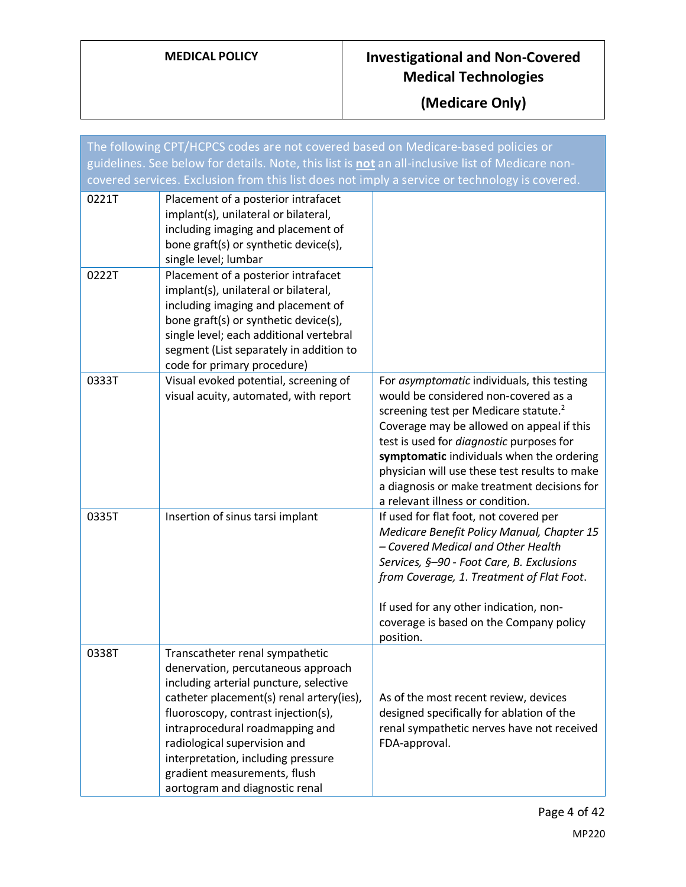| MEDICAL POLICY | Investigational and Non-Covered Medical Technologies (Medicare Only) |
|---|---|

| The following CPT/HCPCS codes are not covered based on Medicare-based policies or guidelines. See below for details. Note, this list is **not** an all-inclusive list of Medicare non-covered services. Exclusion from this list does not imply a service or technology is covered. | | |
|---|---|---|
| 0221T | Placement of a posterior intrafacet implant(s), unilateral or bilateral, including imaging and placement of bone graft(s) or synthetic device(s), single level; lumbar | |
| 0222T | Placement of a posterior intrafacet implant(s), unilateral or bilateral, including imaging and placement of bone graft(s) or synthetic device(s), single level; each additional vertebral segment (List separately in addition to code for primary procedure) | |
| 0333T | Visual evoked potential, screening of visual acuity, automated, with report | For *asymptomatic* individuals, this testing would be considered non-covered as a screening test per Medicare statute.[2] Coverage may be allowed on appeal if this test is used for *diagnostic* purposes for **symptomatic** individuals when the ordering physician will use these test results to make a diagnosis or make treatment decisions for a relevant illness or condition. |
| 0335T | Insertion of sinus tarsi implant | If used for flat foot, not covered per *Medicare Benefit Policy Manual, Chapter 15 – Covered Medical and Other Health Services, §–90 - Foot Care, B. Exclusions from Coverage, 1. Treatment of Flat Foot*.<br><br>If used for any other indication, non-coverage is based on the Company policy position. |
| 0338T | Transcatheter renal sympathetic denervation, percutaneous approach including arterial puncture, selective catheter placement(s) renal artery(ies), fluoroscopy, contrast injection(s), intraprocedural roadmapping and radiological supervision and interpretation, including pressure gradient measurements, flush aortogram and diagnostic renal | As of the most recent review, devices designed specifically for ablation of the renal sympathetic nerves have not received FDA-approval. |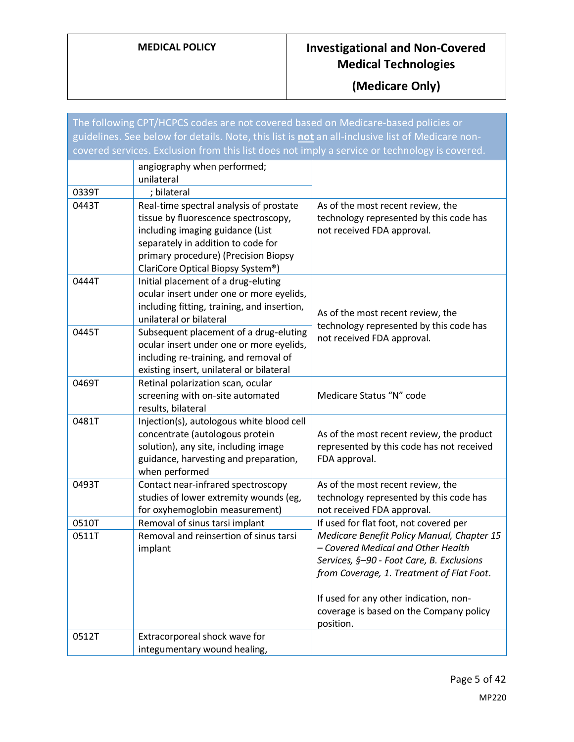| The following CPT/HCPCS codes are not covered based on Medicare-based policies or guidelines. See below for details. Note, this list is **not** an all-inclusive list of Medicare non-covered services. Exclusion from this list does not imply a service or technology is covered. | | |
|---|---|---|
| | angiography when performed; unilateral | |
| 0339T | ; bilateral | |
| 0443T | Real-time spectral analysis of prostate tissue by fluorescence spectroscopy, including imaging guidance (List separately in addition to code for primary procedure) (Precision Biopsy ClariCore Optical Biopsy System®) | As of the most recent review, the technology represented by this code has not received FDA approval. |
| 0444T | Initial placement of a drug-eluting ocular insert under one or more eyelids, including fitting, training, and insertion, unilateral or bilateral | As of the most recent review, the technology represented by this code has not received FDA approval. |
| 0445T | Subsequent placement of a drug-eluting ocular insert under one or more eyelids, including re-training, and removal of existing insert, unilateral or bilateral | |
| 0469T | Retinal polarization scan, ocular screening with on-site automated results, bilateral | Medicare Status "N" code |
| 0481T | Injection(s), autologous white blood cell concentrate (autologous protein solution), any site, including image guidance, harvesting and preparation, when performed | As of the most recent review, the product represented by this code has not received FDA approval. |
| 0493T | Contact near-infrared spectroscopy studies of lower extremity wounds (eg, for oxyhemoglobin measurement) | As of the most recent review, the technology represented by this code has not received FDA approval. |
| 0510T | Removal of sinus tarsi implant | If used for flat foot, not covered per *Medicare Benefit Policy Manual, Chapter 15 – Covered Medical and Other Health Services, §–90 - Foot Care, B. Exclusions from Coverage, 1. Treatment of Flat Foot*. If used for any other indication, non-coverage is based on the Company policy position. |
| 0511T | Removal and reinsertion of sinus tarsi implant | |
| 0512T | Extracorporeal shock wave for integumentary wound healing, | |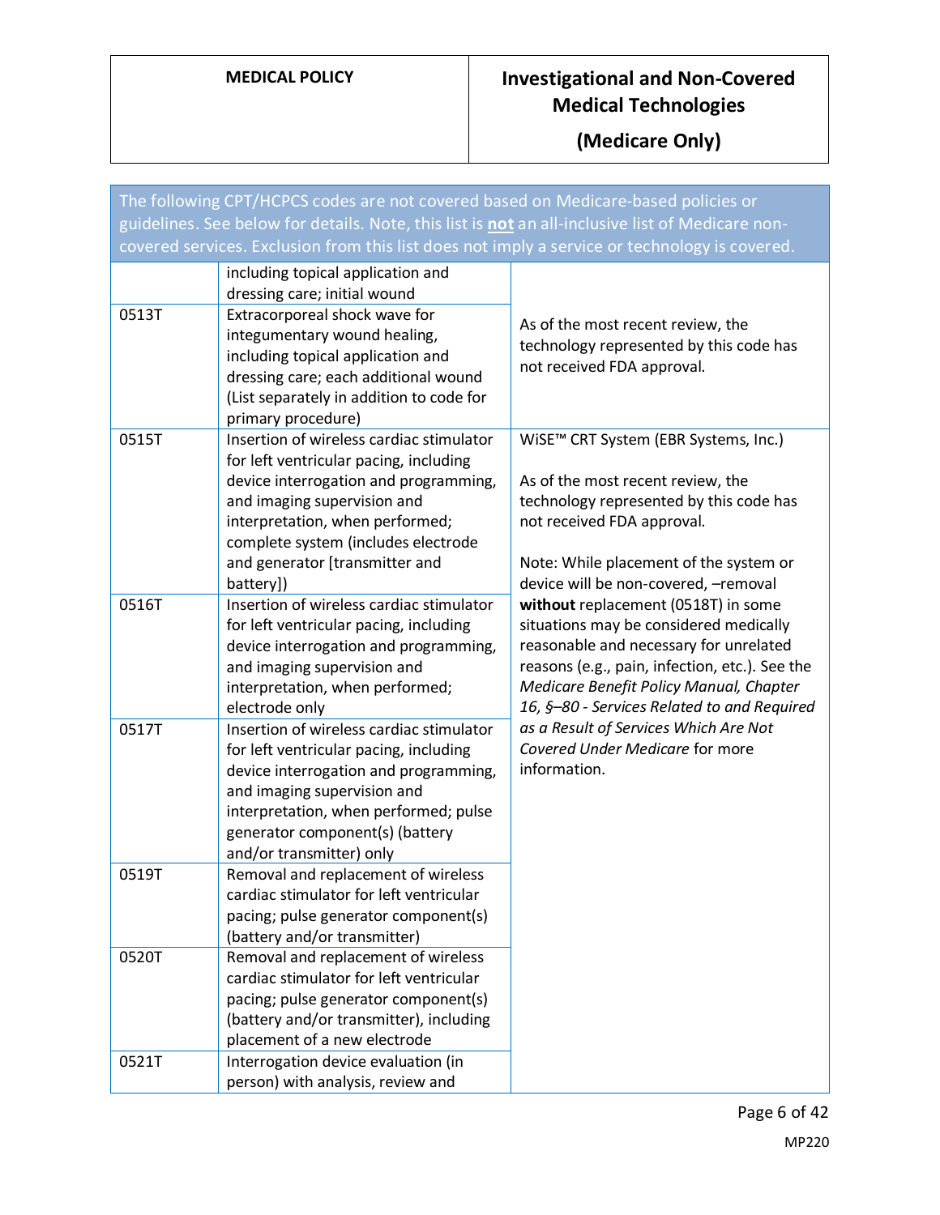The following CPT/HCPCS codes are not covered based on Medicare-based policies or guidelines. See below for details. Note, this list is **not** an all-inclusive list of Medicare non-covered services. Exclusion from this list does not imply a service or technology is covered.

| | | |
|---|---|---|
| | including topical application and dressing care; initial wound | As of the most recent review, the technology represented by this code has not received FDA approval. |
| 0513T | Extracorporeal shock wave for integumentary wound healing, including topical application and dressing care; each additional wound (List separately in addition to code for primary procedure) | |
| 0515T | Insertion of wireless cardiac stimulator for left ventricular pacing, including device interrogation and programming, and imaging supervision and interpretation, when performed; complete system (includes electrode and generator [transmitter and battery]) | WiSE™ CRT System (EBR Systems, Inc.)<br><br>As of the most recent review, the technology represented by this code has not received FDA approval.<br><br>Note: While placement of the system or device will be non-covered, –removal **without** replacement (0518T) in some situations may be considered medically reasonable and necessary for unrelated reasons (e.g., pain, infection, etc.). See the *Medicare Benefit Policy Manual, Chapter 16, §–80 - Services Related to and Required as a Result of Services Which Are Not Covered Under Medicare* for more information. |
| 0516T | Insertion of wireless cardiac stimulator for left ventricular pacing, including device interrogation and programming, and imaging supervision and interpretation, when performed; electrode only | |
| 0517T | Insertion of wireless cardiac stimulator for left ventricular pacing, including device interrogation and programming, and imaging supervision and interpretation, when performed; pulse generator component(s) (battery and/or transmitter) only | |
| 0519T | Removal and replacement of wireless cardiac stimulator for left ventricular pacing; pulse generator component(s) (battery and/or transmitter) | |
| 0520T | Removal and replacement of wireless cardiac stimulator for left ventricular pacing; pulse generator component(s) (battery and/or transmitter), including placement of a new electrode | |
| 0521T | Interrogation device evaluation (in person) with analysis, review and | |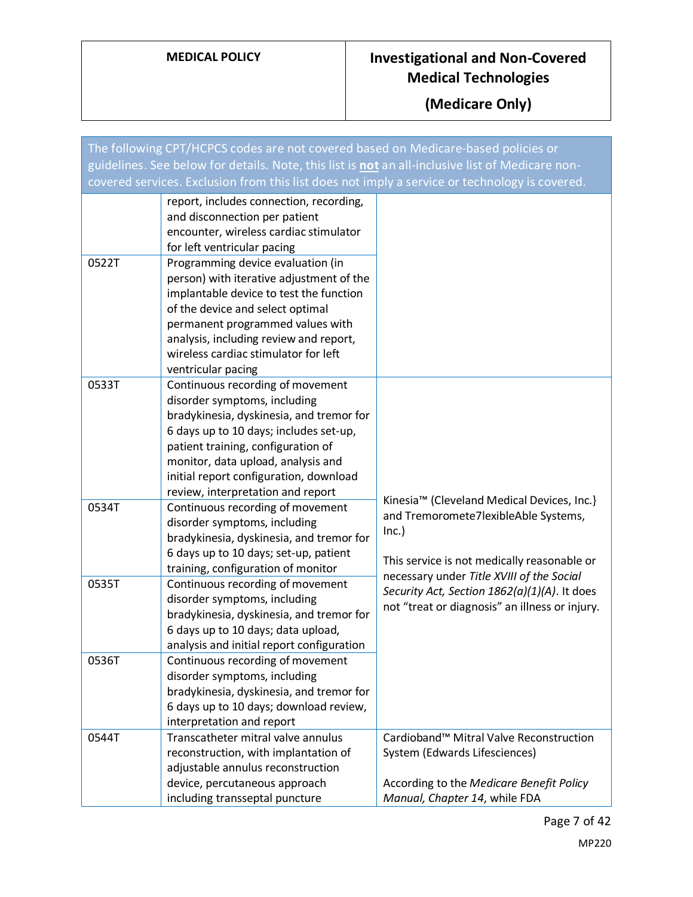| The following CPT/HCPCS codes are not covered based on Medicare-based policies or guidelines. See below for details. Note, this list is **not** an all-inclusive list of Medicare non-covered services. Exclusion from this list does not imply a service or technology is covered. | | |
|---|---|---|
| | report, includes connection, recording, and disconnection per patient encounter, wireless cardiac stimulator for left ventricular pacing | |
| 0522T | Programming device evaluation (in person) with iterative adjustment of the implantable device to test the function of the device and select optimal permanent programmed values with analysis, including review and report, wireless cardiac stimulator for left ventricular pacing | |
| 0533T | Continuous recording of movement disorder symptoms, including bradykinesia, dyskinesia, and tremor for 6 days up to 10 days; includes set-up, patient training, configuration of monitor, data upload, analysis and initial report configuration, download review, interpretation and report | Kinesia™ (Cleveland Medical Devices, Inc.} and Tremoromete7lexibleAble Systems, Inc.)<br><br>This service is not medically reasonable or necessary under *Title XVIII of the Social Security Act, Section 1862(a)(1)(A)*. It does not "treat or diagnosis" an illness or injury. |
| 0534T | Continuous recording of movement disorder symptoms, including bradykinesia, dyskinesia, and tremor for 6 days up to 10 days; set-up, patient training, configuration of monitor | |
| 0535T | Continuous recording of movement disorder symptoms, including bradykinesia, dyskinesia, and tremor for 6 days up to 10 days; data upload, analysis and initial report configuration | |
| 0536T | Continuous recording of movement disorder symptoms, including bradykinesia, dyskinesia, and tremor for 6 days up to 10 days; download review, interpretation and report | |
| 0544T | Transcatheter mitral valve annulus reconstruction, with implantation of adjustable annulus reconstruction device, percutaneous approach including transseptal puncture | Cardioband™ Mitral Valve Reconstruction System (Edwards Lifesciences)<br><br>According to the *Medicare Benefit Policy Manual, Chapter 14*, while FDA |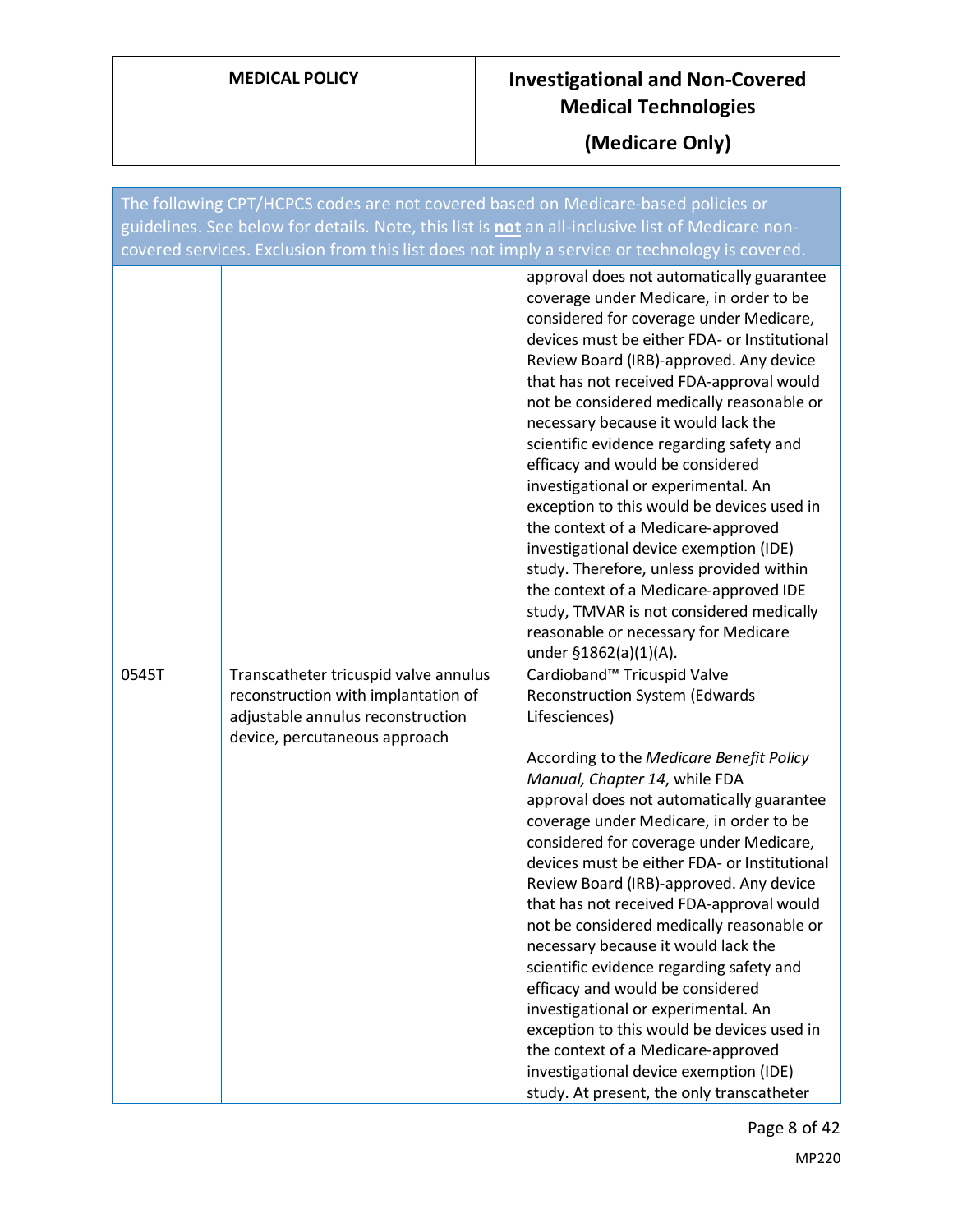| The following CPT/HCPCS codes are not covered based on Medicare-based policies or guidelines. See below for details. Note, this list is **not** an all-inclusive list of Medicare non-covered services. Exclusion from this list does not imply a service or technology is covered. | | |
|---|---|---|
| | | approval does not automatically guarantee coverage under Medicare, in order to be considered for coverage under Medicare, devices must be either FDA- or Institutional Review Board (IRB)-approved. Any device that has not received FDA-approval would not be considered medically reasonable or necessary because it would lack the scientific evidence regarding safety and efficacy and would be considered investigational or experimental. An exception to this would be devices used in the context of a Medicare-approved investigational device exemption (IDE) study. Therefore, unless provided within the context of a Medicare-approved IDE study, TMVAR is not considered medically reasonable or necessary for Medicare under §1862(a)(1)(A). |
| 0545T | Transcatheter tricuspid valve annulus reconstruction with implantation of adjustable annulus reconstruction device, percutaneous approach | Cardioband™ Tricuspid Valve Reconstruction System (Edwards Lifesciences)<br><br>According to the *Medicare Benefit Policy Manual, Chapter 14*, while FDA approval does not automatically guarantee coverage under Medicare, in order to be considered for coverage under Medicare, devices must be either FDA- or Institutional Review Board (IRB)-approved. Any device that has not received FDA-approval would not be considered medically reasonable or necessary because it would lack the scientific evidence regarding safety and efficacy and would be considered investigational or experimental. An exception to this would be devices used in the context of a Medicare-approved investigational device exemption (IDE) study. At present, the only transcatheter |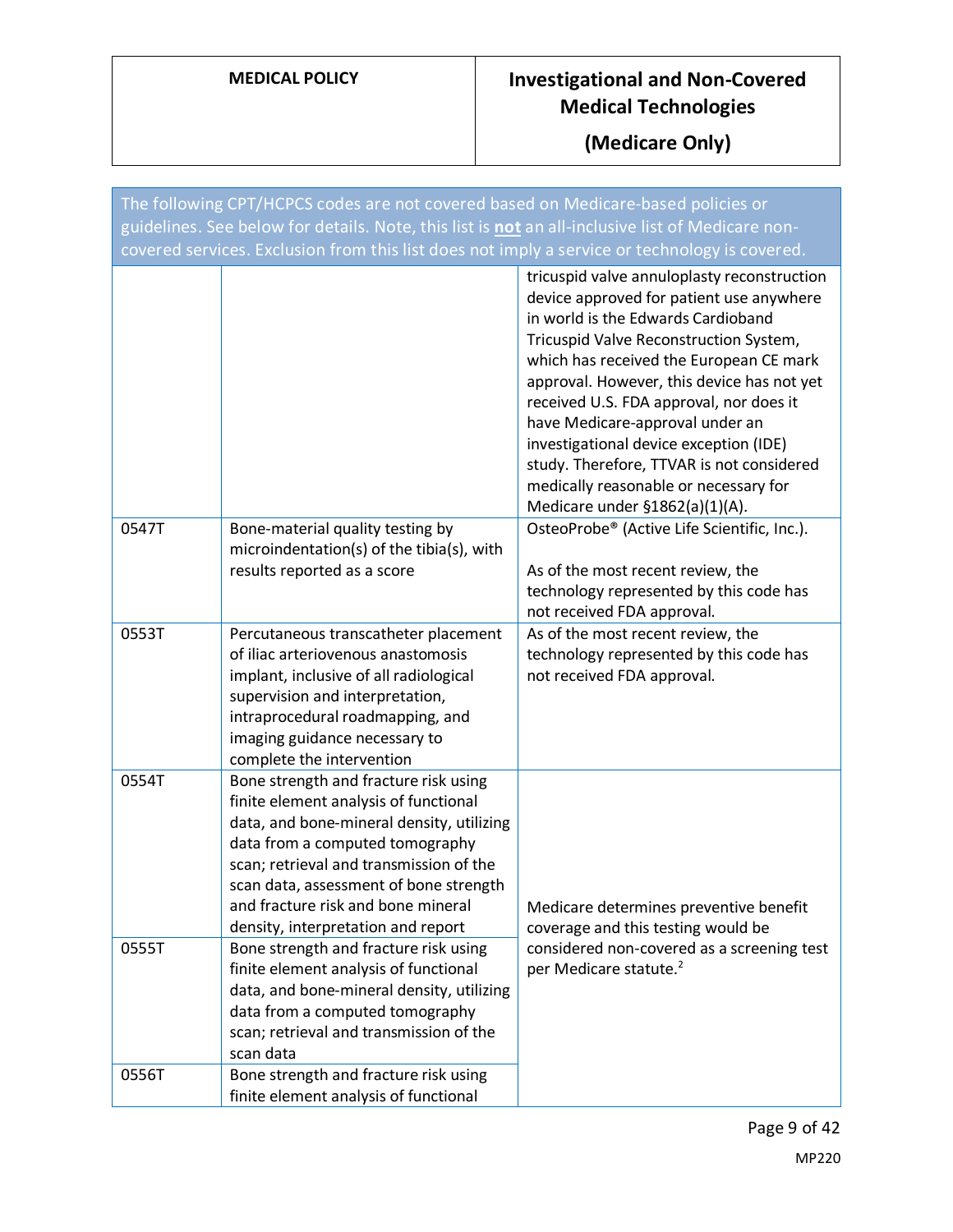The following CPT/HCPCS codes are not covered based on Medicare-based policies or guidelines. See below for details. Note, this list is **not** an all-inclusive list of Medicare non-covered services. Exclusion from this list does not imply a service or technology is covered.

| | | |
|---|---|---|
| | | tricuspid valve annuloplasty reconstruction device approved for patient use anywhere in world is the Edwards Cardioband Tricuspid Valve Reconstruction System, which has received the European CE mark approval. However, this device has not yet received U.S. FDA approval, nor does it have Medicare-approval under an investigational device exception (IDE) study. Therefore, TTVAR is not considered medically reasonable or necessary for Medicare under §1862(a)(1)(A). |
| 0547T | Bone-material quality testing by microindentation(s) of the tibia(s), with results reported as a score | OsteoProbe® (Active Life Scientific, Inc.).<br><br>As of the most recent review, the technology represented by this code has not received FDA approval. |
| 0553T | Percutaneous transcatheter placement of iliac arteriovenous anastomosis implant, inclusive of all radiological supervision and interpretation, intraprocedural roadmapping, and imaging guidance necessary to complete the intervention | As of the most recent review, the technology represented by this code has not received FDA approval. |
| 0554T | Bone strength and fracture risk using finite element analysis of functional data, and bone-mineral density, utilizing data from a computed tomography scan; retrieval and transmission of the scan data, assessment of bone strength and fracture risk and bone mineral density, interpretation and report | Medicare determines preventive benefit coverage and this testing would be considered non-covered as a screening test per Medicare statute.[2] |
| 0555T | Bone strength and fracture risk using finite element analysis of functional data, and bone-mineral density, utilizing data from a computed tomography scan; retrieval and transmission of the scan data | |
| 0556T | Bone strength and fracture risk using finite element analysis of functional | |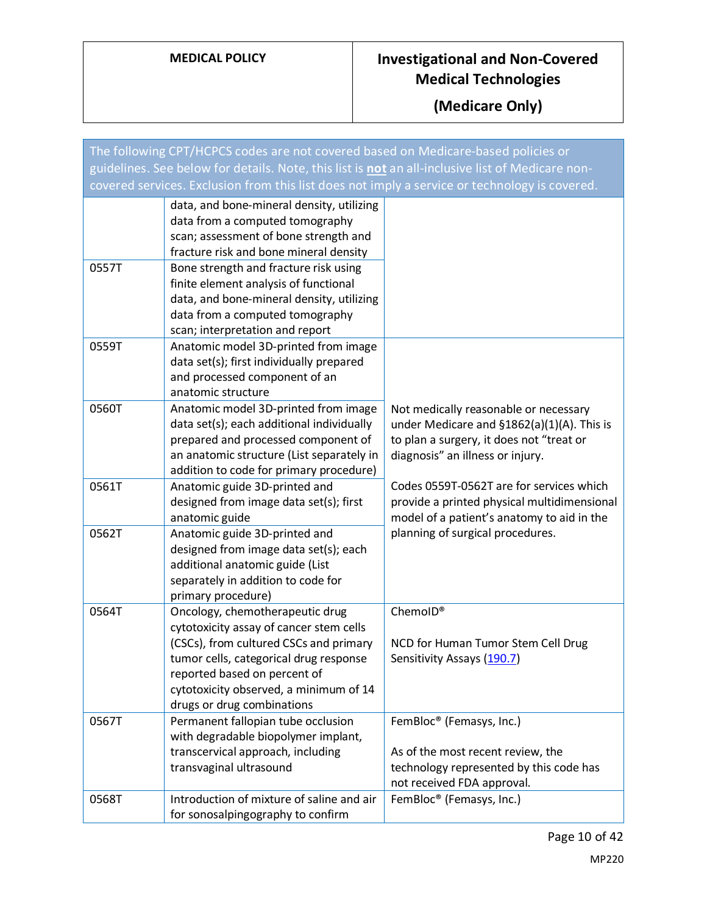| The following CPT/HCPCS codes are not covered based on Medicare-based policies or guidelines. See below for details. Note, this list is **not** an all-inclusive list of Medicare non-covered services. Exclusion from this list does not imply a service or technology is covered. | | |
|---|---|---|
| | data, and bone-mineral density, utilizing data from a computed tomography scan; assessment of bone strength and fracture risk and bone mineral density | |
| 0557T | Bone strength and fracture risk using finite element analysis of functional data, and bone-mineral density, utilizing data from a computed tomography scan; interpretation and report | |
| 0559T | Anatomic model 3D-printed from image data set(s); first individually prepared and processed component of an anatomic structure | Not medically reasonable or necessary under Medicare and §1862(a)(1)(A). This is to plan a surgery, it does not "treat or diagnosis" an illness or injury.<br><br>Codes 0559T-0562T are for services which provide a printed physical multidimensional model of a patient's anatomy to aid in the planning of surgical procedures. |
| 0560T | Anatomic model 3D-printed from image data set(s); each additional individually prepared and processed component of an anatomic structure (List separately in addition to code for primary procedure) | |
| 0561T | Anatomic guide 3D-printed and designed from image data set(s); first anatomic guide | |
| 0562T | Anatomic guide 3D-printed and designed from image data set(s); each additional anatomic guide (List separately in addition to code for primary procedure) | |
| 0564T | Oncology, chemotherapeutic drug cytotoxicity assay of cancer stem cells (CSCs), from cultured CSCs and primary tumor cells, categorical drug response reported based on percent of cytotoxicity observed, a minimum of 14 drugs or drug combinations | ChemoID®<br><br>NCD for Human Tumor Stem Cell Drug Sensitivity Assays (190.7) |
| 0567T | Permanent fallopian tube occlusion with degradable biopolymer implant, transcervical approach, including transvaginal ultrasound | FemBloc® (Femasys, Inc.)<br><br>As of the most recent review, the technology represented by this code has not received FDA approval. |
| 0568T | Introduction of mixture of saline and air for sonosalpingography to confirm | FemBloc® (Femasys, Inc.) |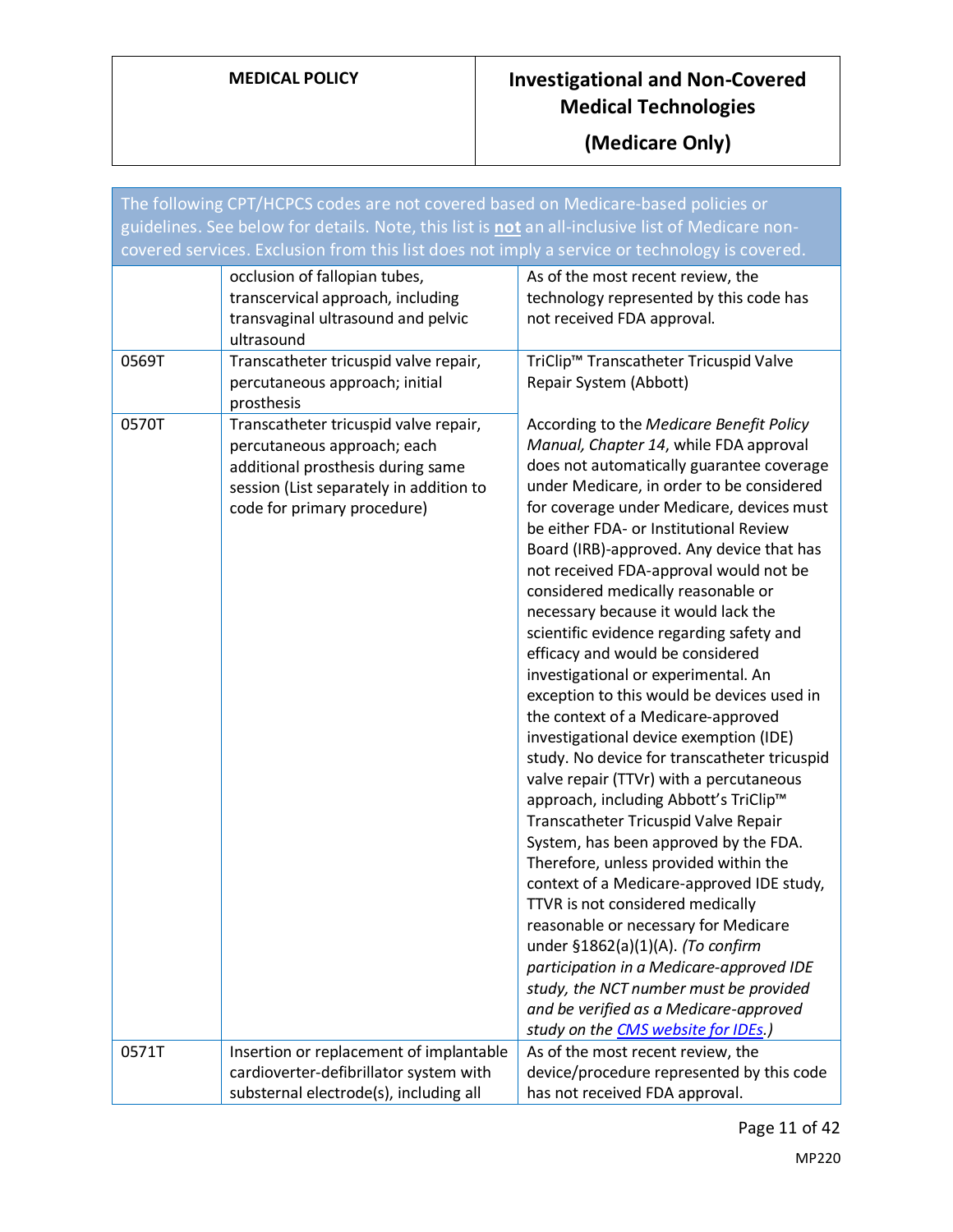The following CPT/HCPCS codes are not covered based on Medicare-based policies or guidelines. See below for details. Note, this list is **not** an all-inclusive list of Medicare non-covered services. Exclusion from this list does not imply a service or technology is covered.

| | | |
|---|---|---|
| | occlusion of fallopian tubes, transcervical approach, including transvaginal ultrasound and pelvic ultrasound | As of the most recent review, the technology represented by this code has not received FDA approval. |
| 0569T | Transcatheter tricuspid valve repair, percutaneous approach; initial prosthesis | TriClip™ Transcatheter Tricuspid Valve Repair System (Abbott)<br><br>According to the *Medicare Benefit Policy Manual, Chapter 14*, while FDA approval does not automatically guarantee coverage under Medicare, in order to be considered for coverage under Medicare, devices must be either FDA- or Institutional Review Board (IRB)-approved. Any device that has not received FDA-approval would not be considered medically reasonable or necessary because it would lack the scientific evidence regarding safety and efficacy and would be considered investigational or experimental. An exception to this would be devices used in the context of a Medicare-approved investigational device exemption (IDE) study. No device for transcatheter tricuspid valve repair (TTVr) with a percutaneous approach, including Abbott's TriClip™ Transcatheter Tricuspid Valve Repair System, has been approved by the FDA. Therefore, unless provided within the context of a Medicare-approved IDE study, TTVR is not considered medically reasonable or necessary for Medicare under §1862(a)(1)(A). *(To confirm participation in a Medicare-approved IDE study, the NCT number must be provided and be verified as a Medicare-approved study on the CMS website for IDEs.)* |
| 0570T | Transcatheter tricuspid valve repair, percutaneous approach; each additional prosthesis during same session (List separately in addition to code for primary procedure) | |
| 0571T | Insertion or replacement of implantable cardioverter-defibrillator system with substernal electrode(s), including all | As of the most recent review, the device/procedure represented by this code has not received FDA approval. |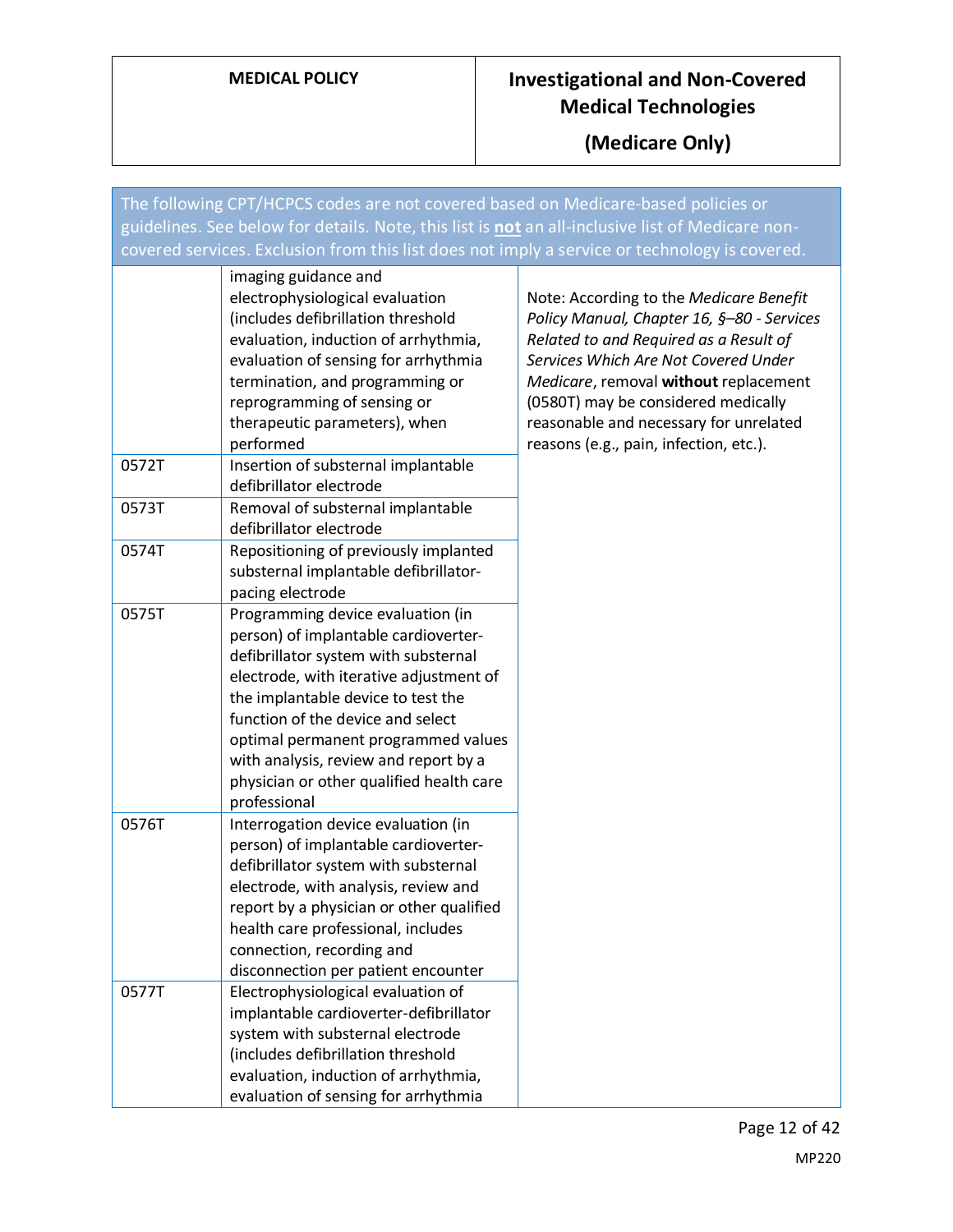| The following CPT/HCPCS codes are not covered based on Medicare-based policies or guidelines. See below for details. Note, this list is **not** an all-inclusive list of Medicare non-covered services. Exclusion from this list does not imply a service or technology is covered. | | |
|---|---|---|
| | imaging guidance and electrophysiological evaluation (includes defibrillation threshold evaluation, induction of arrhythmia, evaluation of sensing for arrhythmia termination, and programming or reprogramming of sensing or therapeutic parameters), when performed | Note: According to the *Medicare Benefit Policy Manual, Chapter 16, §–80 - Services Related to and Required as a Result of Services Which Are Not Covered Under Medicare*, removal **without** replacement (0580T) may be considered medically reasonable and necessary for unrelated reasons (e.g., pain, infection, etc.). |
| 0572T | Insertion of substernal implantable defibrillator electrode | |
| 0573T | Removal of substernal implantable defibrillator electrode | |
| 0574T | Repositioning of previously implanted substernal implantable defibrillator-pacing electrode | |
| 0575T | Programming device evaluation (in person) of implantable cardioverter-defibrillator system with substernal electrode, with iterative adjustment of the implantable device to test the function of the device and select optimal permanent programmed values with analysis, review and report by a physician or other qualified health care professional | |
| 0576T | Interrogation device evaluation (in person) of implantable cardioverter-defibrillator system with substernal electrode, with analysis, review and report by a physician or other qualified health care professional, includes connection, recording and disconnection per patient encounter | |
| 0577T | Electrophysiological evaluation of implantable cardioverter-defibrillator system with substernal electrode (includes defibrillation threshold evaluation, induction of arrhythmia, evaluation of sensing for arrhythmia | |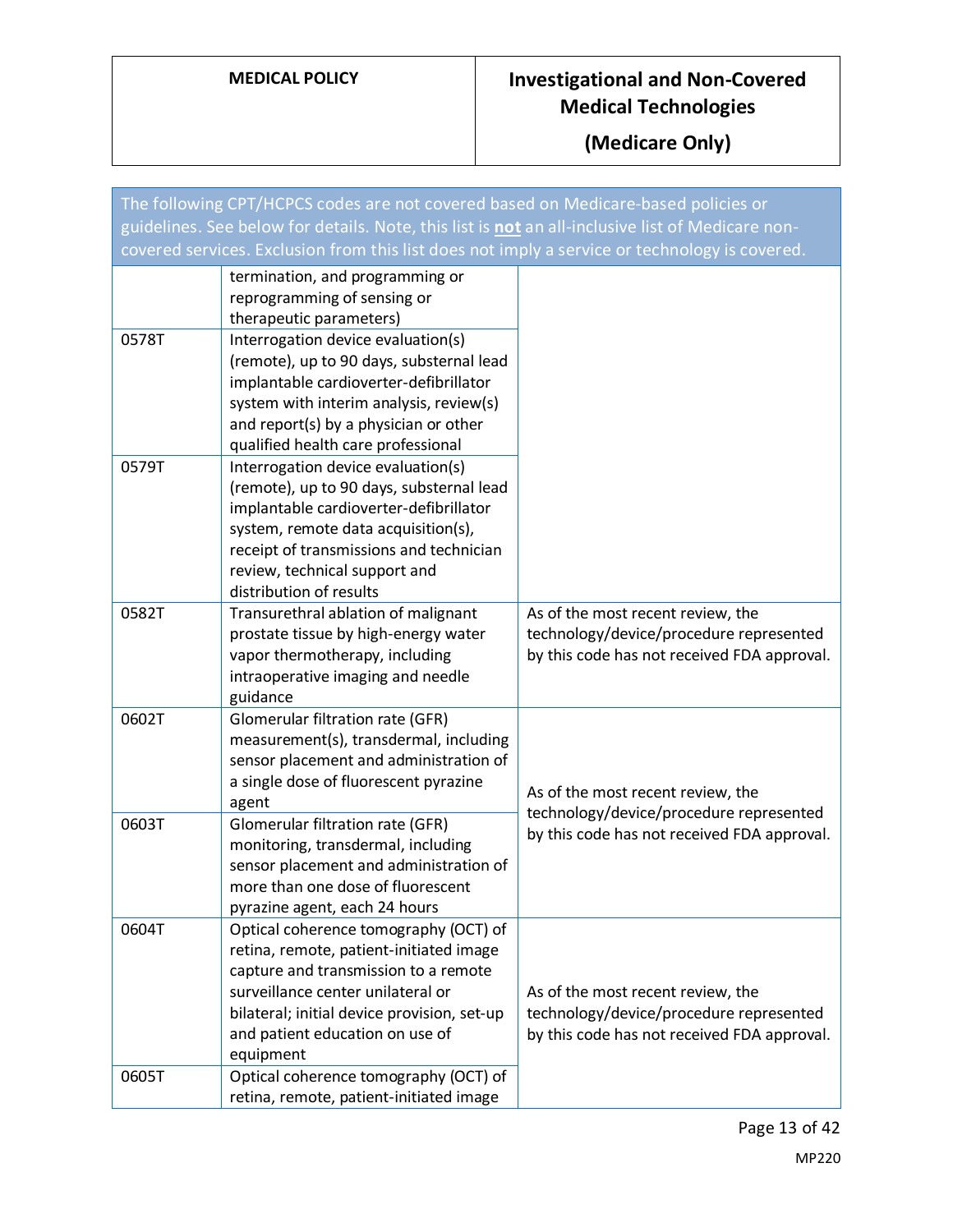The following CPT/HCPCS codes are not covered based on Medicare-based policies or guidelines. See below for details. Note, this list is **not** an all-inclusive list of Medicare non-covered services. Exclusion from this list does not imply a service or technology is covered.

| | | |
|---|---|---|
| | termination, and programming or reprogramming of sensing or therapeutic parameters) | |
| 0578T | Interrogation device evaluation(s) (remote), up to 90 days, substernal lead implantable cardioverter-defibrillator system with interim analysis, review(s) and report(s) by a physician or other qualified health care professional | |
| 0579T | Interrogation device evaluation(s) (remote), up to 90 days, substernal lead implantable cardioverter-defibrillator system, remote data acquisition(s), receipt of transmissions and technician review, technical support and distribution of results | |
| 0582T | Transurethral ablation of malignant prostate tissue by high-energy water vapor thermotherapy, including intraoperative imaging and needle guidance | As of the most recent review, the technology/device/procedure represented by this code has not received FDA approval. |
| 0602T | Glomerular filtration rate (GFR) measurement(s), transdermal, including sensor placement and administration of a single dose of fluorescent pyrazine agent | As of the most recent review, the technology/device/procedure represented by this code has not received FDA approval. |
| 0603T | Glomerular filtration rate (GFR) monitoring, transdermal, including sensor placement and administration of more than one dose of fluorescent pyrazine agent, each 24 hours | |
| 0604T | Optical coherence tomography (OCT) of retina, remote, patient-initiated image capture and transmission to a remote surveillance center unilateral or bilateral; initial device provision, set-up and patient education on use of equipment | As of the most recent review, the technology/device/procedure represented by this code has not received FDA approval. |
| 0605T | Optical coherence tomography (OCT) of retina, remote, patient-initiated image | |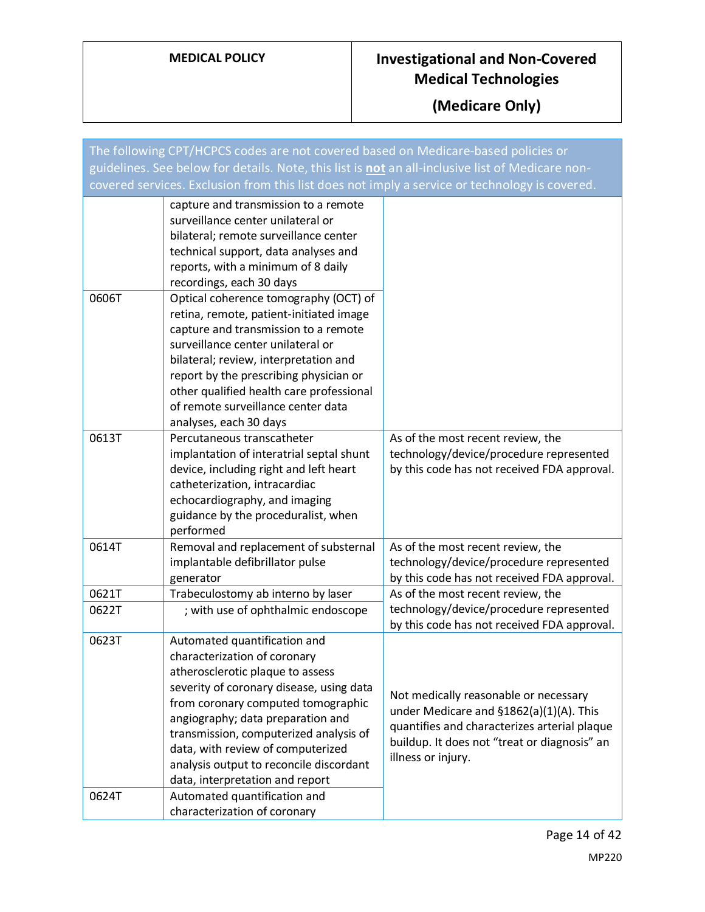| The following CPT/HCPCS codes are not covered based on Medicare-based policies or guidelines. See below for details. Note, this list is **not** an all-inclusive list of Medicare non-covered services. Exclusion from this list does not imply a service or technology is covered. | | |
|---|---|---|
| | capture and transmission to a remote surveillance center unilateral or bilateral; remote surveillance center technical support, data analyses and reports, with a minimum of 8 daily recordings, each 30 days | |
| 0606T | Optical coherence tomography (OCT) of retina, remote, patient-initiated image capture and transmission to a remote surveillance center unilateral or bilateral; review, interpretation and report by the prescribing physician or other qualified health care professional of remote surveillance center data analyses, each 30 days | |
| 0613T | Percutaneous transcatheter implantation of interatrial septal shunt device, including right and left heart catheterization, intracardiac echocardiography, and imaging guidance by the proceduralist, when performed | As of the most recent review, the technology/device/procedure represented by this code has not received FDA approval. |
| 0614T | Removal and replacement of substernal implantable defibrillator pulse generator | As of the most recent review, the technology/device/procedure represented by this code has not received FDA approval. |
| 0621T | Trabeculostomy ab interno by laser | As of the most recent review, the technology/device/procedure represented by this code has not received FDA approval. |
| 0622T | ; with use of ophthalmic endoscope | |
| 0623T | Automated quantification and characterization of coronary atherosclerotic plaque to assess severity of coronary disease, using data from coronary computed tomographic angiography; data preparation and transmission, computerized analysis of data, with review of computerized analysis output to reconcile discordant data, interpretation and report | Not medically reasonable or necessary under Medicare and §1862(a)(1)(A). This quantifies and characterizes arterial plaque buildup. It does not "treat or diagnosis" an illness or injury. |
| 0624T | Automated quantification and characterization of coronary | |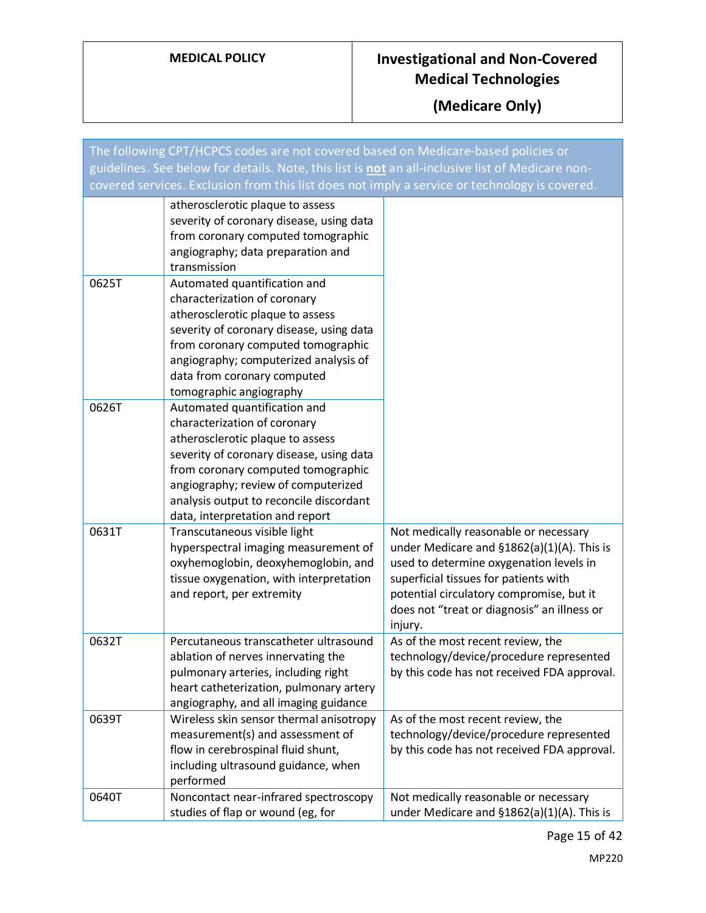| The following CPT/HCPCS codes are not covered based on Medicare-based policies or guidelines. See below for details. Note, this list is **not** an all-inclusive list of Medicare non-covered services. Exclusion from this list does not imply a service or technology is covered. | | |
|---|---|---|
| | atherosclerotic plaque to assess severity of coronary disease, using data from coronary computed tomographic angiography; data preparation and transmission | |
| 0625T | Automated quantification and characterization of coronary atherosclerotic plaque to assess severity of coronary disease, using data from coronary computed tomographic angiography; computerized analysis of data from coronary computed tomographic angiography | |
| 0626T | Automated quantification and characterization of coronary atherosclerotic plaque to assess severity of coronary disease, using data from coronary computed tomographic angiography; review of computerized analysis output to reconcile discordant data, interpretation and report | |
| 0631T | Transcutaneous visible light hyperspectral imaging measurement of oxyhemoglobin, deoxyhemoglobin, and tissue oxygenation, with interpretation and report, per extremity | Not medically reasonable or necessary under Medicare and §1862(a)(1)(A). This is used to determine oxygenation levels in superficial tissues for patients with potential circulatory compromise, but it does not "treat or diagnosis" an illness or injury. |
| 0632T | Percutaneous transcatheter ultrasound ablation of nerves innervating the pulmonary arteries, including right heart catheterization, pulmonary artery angiography, and all imaging guidance | As of the most recent review, the technology/device/procedure represented by this code has not received FDA approval. |
| 0639T | Wireless skin sensor thermal anisotropy measurement(s) and assessment of flow in cerebrospinal fluid shunt, including ultrasound guidance, when performed | As of the most recent review, the technology/device/procedure represented by this code has not received FDA approval. |
| 0640T | Noncontact near-infrared spectroscopy studies of flap or wound (eg, for | Not medically reasonable or necessary under Medicare and §1862(a)(1)(A). This is |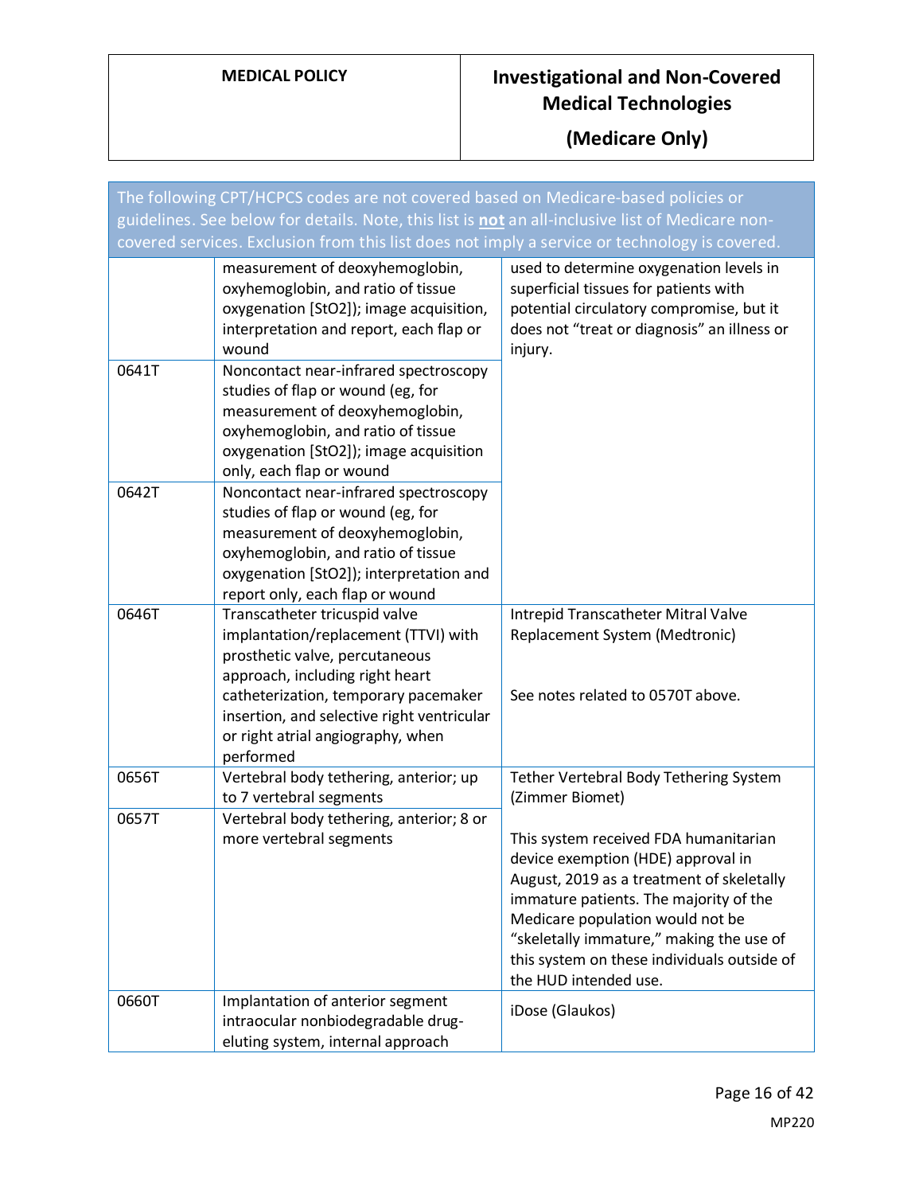The following CPT/HCPCS codes are not covered based on Medicare-based policies or guidelines. See below for details. Note, this list is **not** an all-inclusive list of Medicare non-covered services. Exclusion from this list does not imply a service or technology is covered.

| | | |
|---|---|---|
| | measurement of deoxyhemoglobin, oxyhemoglobin, and ratio of tissue oxygenation [StO2]); image acquisition, interpretation and report, each flap or wound | used to determine oxygenation levels in superficial tissues for patients with potential circulatory compromise, but it does not "treat or diagnosis" an illness or injury. |
| 0641T | Noncontact near-infrared spectroscopy studies of flap or wound (eg, for measurement of deoxyhemoglobin, oxyhemoglobin, and ratio of tissue oxygenation [StO2]); image acquisition only, each flap or wound | |
| 0642T | Noncontact near-infrared spectroscopy studies of flap or wound (eg, for measurement of deoxyhemoglobin, oxyhemoglobin, and ratio of tissue oxygenation [StO2]); interpretation and report only, each flap or wound | |
| 0646T | Transcatheter tricuspid valve implantation/replacement (TTVI) with prosthetic valve, percutaneous approach, including right heart catheterization, temporary pacemaker insertion, and selective right ventricular or right atrial angiography, when performed | Intrepid Transcatheter Mitral Valve Replacement System (Medtronic)<br><br>See notes related to 0570T above. |
| 0656T | Vertebral body tethering, anterior; up to 7 vertebral segments | Tether Vertebral Body Tethering System (Zimmer Biomet)<br><br>This system received FDA humanitarian device exemption (HDE) approval in August, 2019 as a treatment of skeletally immature patients. The majority of the Medicare population would not be "skeletally immature," making the use of this system on these individuals outside of the HUD intended use. |
| 0657T | Vertebral body tethering, anterior; 8 or more vertebral segments | |
| 0660T | Implantation of anterior segment intraocular nonbiodegradable drug-eluting system, internal approach | iDose (Glaukos) |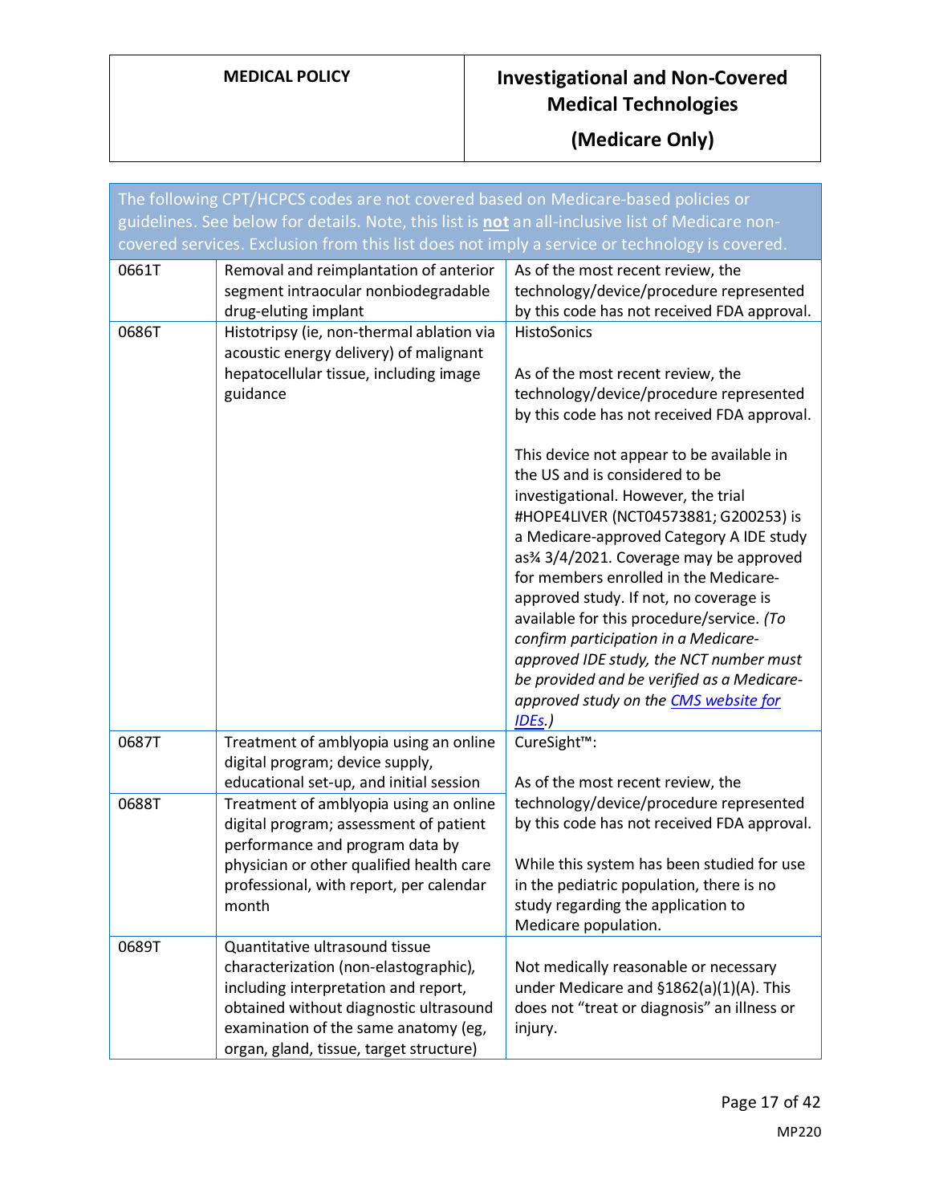| The following CPT/HCPCS codes are not covered based on Medicare-based policies or guidelines. See below for details. Note, this list is **not** an all-inclusive list of Medicare non-covered services. Exclusion from this list does not imply a service or technology is covered. | | |
|---|---|---|
| 0661T | Removal and reimplantation of anterior segment intraocular nonbiodegradable drug-eluting implant | As of the most recent review, the technology/device/procedure represented by this code has not received FDA approval. |
| 0686T | Histotripsy (ie, non-thermal ablation via acoustic energy delivery) of malignant hepatocellular tissue, including image guidance | HistoSonics<br><br>As of the most recent review, the technology/device/procedure represented by this code has not received FDA approval.<br><br>This device not appear to be available in the US and is considered to be investigational. However, the trial #HOPE4LIVER (NCT04573881; G200253) is a Medicare-approved Category A IDE study as¾ 3/4/2021. Coverage may be approved for members enrolled in the Medicare-approved study. If not, no coverage is available for this procedure/service. *(To confirm participation in a Medicare-approved IDE study, the NCT number must be provided and be verified as a Medicare-approved study on the CMS website for IDEs.)* |
| 0687T | Treatment of amblyopia using an online digital program; device supply, educational set-up, and initial session | CureSight™:<br><br>As of the most recent review, the technology/device/procedure represented by this code has not received FDA approval.<br><br>While this system has been studied for use in the pediatric population, there is no study regarding the application to Medicare population. |
| 0688T | Treatment of amblyopia using an online digital program; assessment of patient performance and program data by physician or other qualified health care professional, with report, per calendar month | |
| 0689T | Quantitative ultrasound tissue characterization (non-elastographic), including interpretation and report, obtained without diagnostic ultrasound examination of the same anatomy (eg, organ, gland, tissue, target structure) | Not medically reasonable or necessary under Medicare and §1862(a)(1)(A). This does not "treat or diagnosis" an illness or injury. |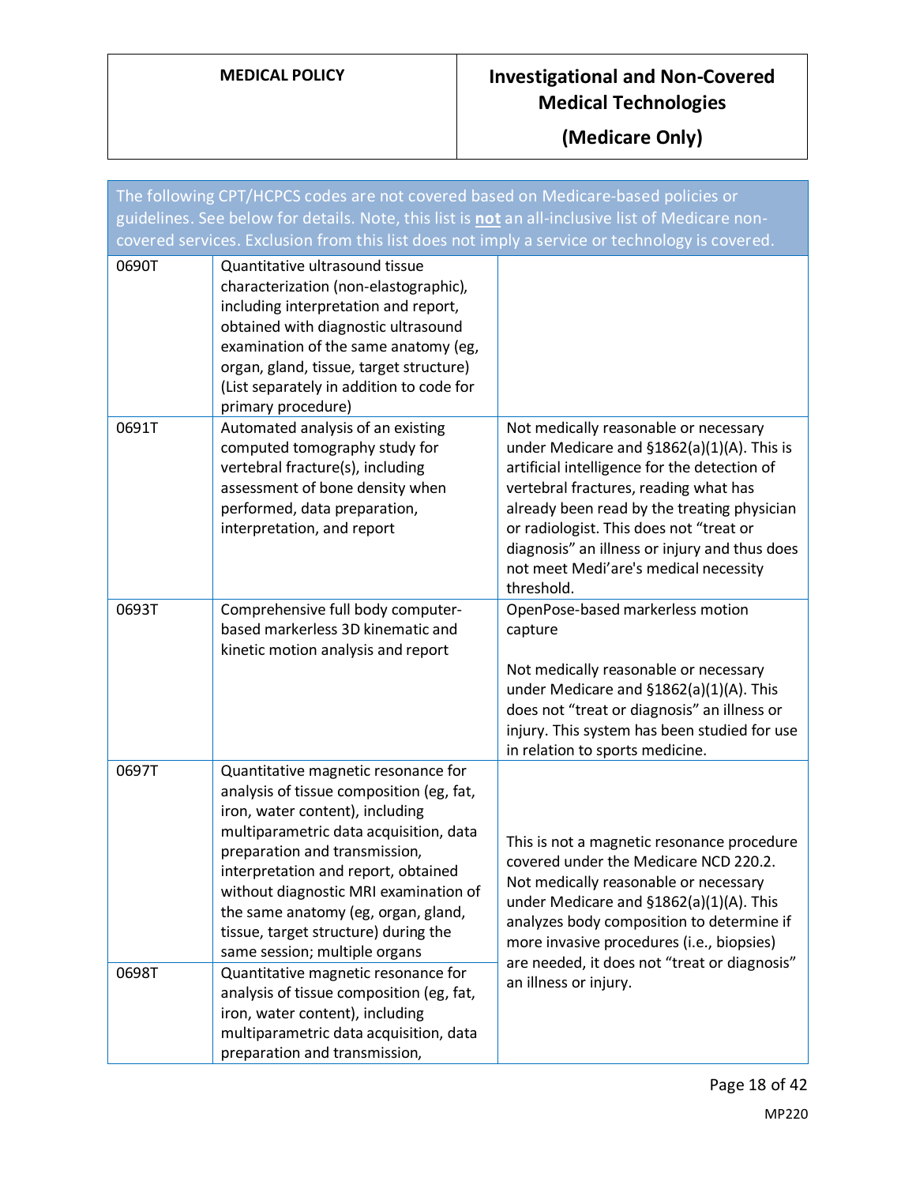| The following CPT/HCPCS codes are not covered based on Medicare-based policies or guidelines. See below for details. Note, this list is **not** an all-inclusive list of Medicare non-covered services. Exclusion from this list does not imply a service or technology is covered. | | |
|---|---|---|
| 0690T | Quantitative ultrasound tissue characterization (non-elastographic), including interpretation and report, obtained with diagnostic ultrasound examination of the same anatomy (eg, organ, gland, tissue, target structure) (List separately in addition to code for primary procedure) | |
| 0691T | Automated analysis of an existing computed tomography study for vertebral fracture(s), including assessment of bone density when performed, data preparation, interpretation, and report | Not medically reasonable or necessary under Medicare and §1862(a)(1)(A). This is artificial intelligence for the detection of vertebral fractures, reading what has already been read by the treating physician or radiologist. This does not "treat or diagnosis" an illness or injury and thus does not meet Medi'are's medical necessity threshold. |
| 0693T | Comprehensive full body computer-based markerless 3D kinematic and kinetic motion analysis and report | OpenPose-based markerless motion capture<br><br>Not medically reasonable or necessary under Medicare and §1862(a)(1)(A). This does not "treat or diagnosis" an illness or injury. This system has been studied for use in relation to sports medicine. |
| 0697T | Quantitative magnetic resonance for analysis of tissue composition (eg, fat, iron, water content), including multiparametric data acquisition, data preparation and transmission, interpretation and report, obtained without diagnostic MRI examination of the same anatomy (eg, organ, gland, tissue, target structure) during the same session; multiple organs | This is not a magnetic resonance procedure covered under the Medicare NCD 220.2. Not medically reasonable or necessary under Medicare and §1862(a)(1)(A). This analyzes body composition to determine if more invasive procedures (i.e., biopsies) are needed, it does not "treat or diagnosis" an illness or injury. |
| 0698T | Quantitative magnetic resonance for analysis of tissue composition (eg, fat, iron, water content), including multiparametric data acquisition, data preparation and transmission, | |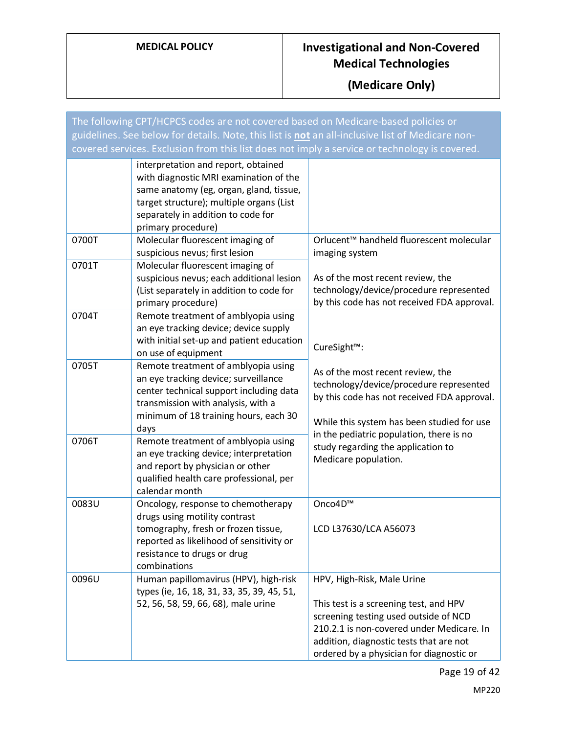| The following CPT/HCPCS codes are not covered based on Medicare-based policies or guidelines. See below for details. Note, this list is **not** an all-inclusive list of Medicare non-covered services. Exclusion from this list does not imply a service or technology is covered. | | |
|---|---|---|
| | interpretation and report, obtained with diagnostic MRI examination of the same anatomy (eg, organ, gland, tissue, target structure); multiple organs (List separately in addition to code for primary procedure) | |
| 0700T | Molecular fluorescent imaging of suspicious nevus; first lesion | Orlucent™ handheld fluorescent molecular imaging system<br><br>As of the most recent review, the technology/device/procedure represented by this code has not received FDA approval. |
| 0701T | Molecular fluorescent imaging of suspicious nevus; each additional lesion (List separately in addition to code for primary procedure) | |
| 0704T | Remote treatment of amblyopia using an eye tracking device; device supply with initial set-up and patient education on use of equipment | CureSight™:<br><br>As of the most recent review, the technology/device/procedure represented by this code has not received FDA approval.<br><br>While this system has been studied for use in the pediatric population, there is no study regarding the application to Medicare population. |
| 0705T | Remote treatment of amblyopia using an eye tracking device; surveillance center technical support including data transmission with analysis, with a minimum of 18 training hours, each 30 days | |
| 0706T | Remote treatment of amblyopia using an eye tracking device; interpretation and report by physician or other qualified health care professional, per calendar month | |
| 0083U | Oncology, response to chemotherapy drugs using motility contrast tomography, fresh or frozen tissue, reported as likelihood of sensitivity or resistance to drugs or drug combinations | Onco4D™<br><br>LCD L37630/LCA A56073 |
| 0096U | Human papillomavirus (HPV), high-risk types (ie, 16, 18, 31, 33, 35, 39, 45, 51, 52, 56, 58, 59, 66, 68), male urine | HPV, High-Risk, Male Urine<br><br>This test is a screening test, and HPV screening testing used outside of NCD 210.2.1 is non-covered under Medicare. In addition, diagnostic tests that are not ordered by a physician for diagnostic or |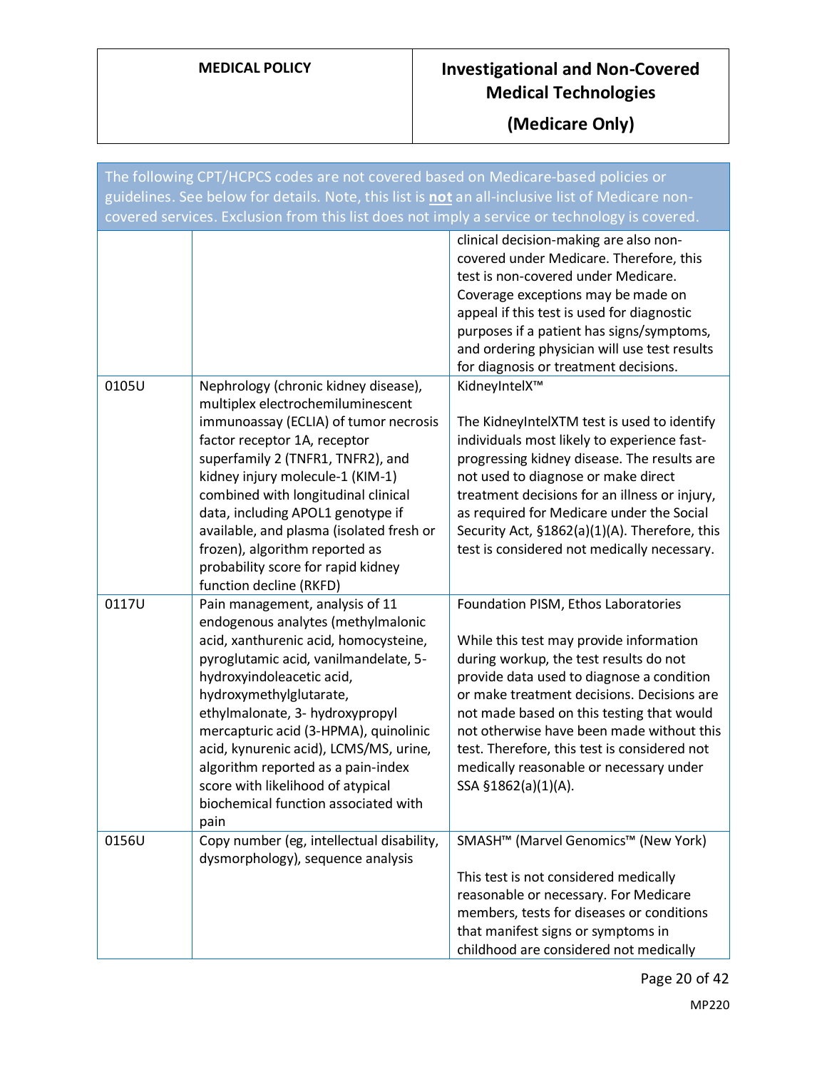| The following CPT/HCPCS codes are not covered based on Medicare-based policies or guidelines. See below for details. Note, this list is **not** an all-inclusive list of Medicare non-covered services. Exclusion from this list does not imply a service or technology is covered. | | |
|---|---|---|
| | | clinical decision-making are also non-covered under Medicare. Therefore, this test is non-covered under Medicare. Coverage exceptions may be made on appeal if this test is used for diagnostic purposes if a patient has signs/symptoms, and ordering physician will use test results for diagnosis or treatment decisions. |
| 0105U | Nephrology (chronic kidney disease), multiplex electrochemiluminescent immunoassay (ECLIA) of tumor necrosis factor receptor 1A, receptor superfamily 2 (TNFR1, TNFR2), and kidney injury molecule-1 (KIM-1) combined with longitudinal clinical data, including APOL1 genotype if available, and plasma (isolated fresh or frozen), algorithm reported as probability score for rapid kidney function decline (RKFD) | KidneyIntelX™<br><br>The KidneyIntelXTM test is used to identify individuals most likely to experience fast-progressing kidney disease. The results are not used to diagnose or make direct treatment decisions for an illness or injury, as required for Medicare under the Social Security Act, §1862(a)(1)(A). Therefore, this test is considered not medically necessary. |
| 0117U | Pain management, analysis of 11 endogenous analytes (methylmalonic acid, xanthurenic acid, homocysteine, pyroglutamic acid, vanilmandelate, 5-hydroxyindoleacetic acid, hydroxymethylglutarate, ethylmalonate, 3- hydroxypropyl mercapturic acid (3-HPMA), quinolinic acid, kynurenic acid), LCMS/MS, urine, algorithm reported as a pain-index score with likelihood of atypical biochemical function associated with pain | Foundation PISM, Ethos Laboratories<br><br>While this test may provide information during workup, the test results do not provide data used to diagnose a condition or make treatment decisions. Decisions are not made based on this testing that would not otherwise have been made without this test. Therefore, this test is considered not medically reasonable or necessary under SSA §1862(a)(1)(A). |
| 0156U | Copy number (eg, intellectual disability, dysmorphology), sequence analysis | SMASH™ (Marvel Genomics™ (New York)<br><br>This test is not considered medically reasonable or necessary. For Medicare members, tests for diseases or conditions that manifest signs or symptoms in childhood are considered not medically |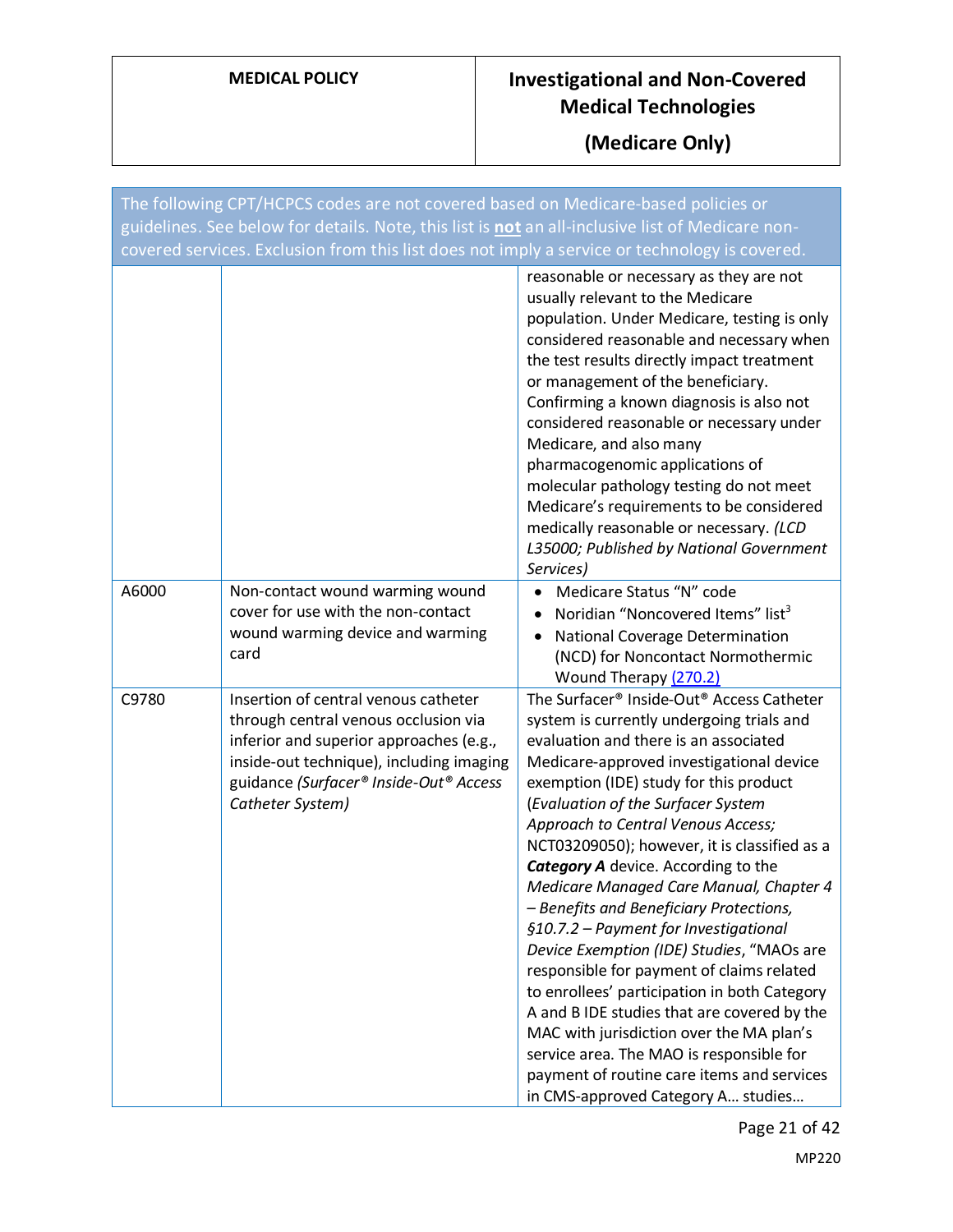| The following CPT/HCPCS codes are not covered based on Medicare-based policies or guidelines. See below for details. Note, this list is **not** an all-inclusive list of Medicare non-covered services. Exclusion from this list does not imply a service or technology is covered. | | |
|---|---|---|
| | | reasonable or necessary as they are not usually relevant to the Medicare population. Under Medicare, testing is only considered reasonable and necessary when the test results directly impact treatment or management of the beneficiary. Confirming a known diagnosis is also not considered reasonable or necessary under Medicare, and also many pharmacogenomic applications of molecular pathology testing do not meet Medicare's requirements to be considered medically reasonable or necessary. *(LCD L35000; Published by National Government Services)* |
| A6000 | Non-contact wound warming wound cover for use with the non-contact wound warming device and warming card | • Medicare Status "N" code<br>• Noridian "Noncovered Items" list[3]<br>• National Coverage Determination (NCD) for Noncontact Normothermic Wound Therapy (270.2) |
| C9780 | Insertion of central venous catheter through central venous occlusion via inferior and superior approaches (e.g., inside-out technique), including imaging guidance *(Surfacer® Inside-Out® Access Catheter System)* | The Surfacer® Inside-Out® Access Catheter system is currently undergoing trials and evaluation and there is an associated Medicare-approved investigational device exemption (IDE) study for this product (*Evaluation of the Surfacer System Approach to Central Venous Access;* NCT03209050); however, it is classified as a ***Category A*** device. According to the *Medicare Managed Care Manual, Chapter 4 – Benefits and Beneficiary Protections, §10.7.2 – Payment for Investigational Device Exemption (IDE) Studies*, "MAOs are responsible for payment of claims related to enrollees' participation in both Category A and B IDE studies that are covered by the MAC with jurisdiction over the MA plan's service area. The MAO is responsible for payment of routine care items and services in CMS-approved Category A… studies… |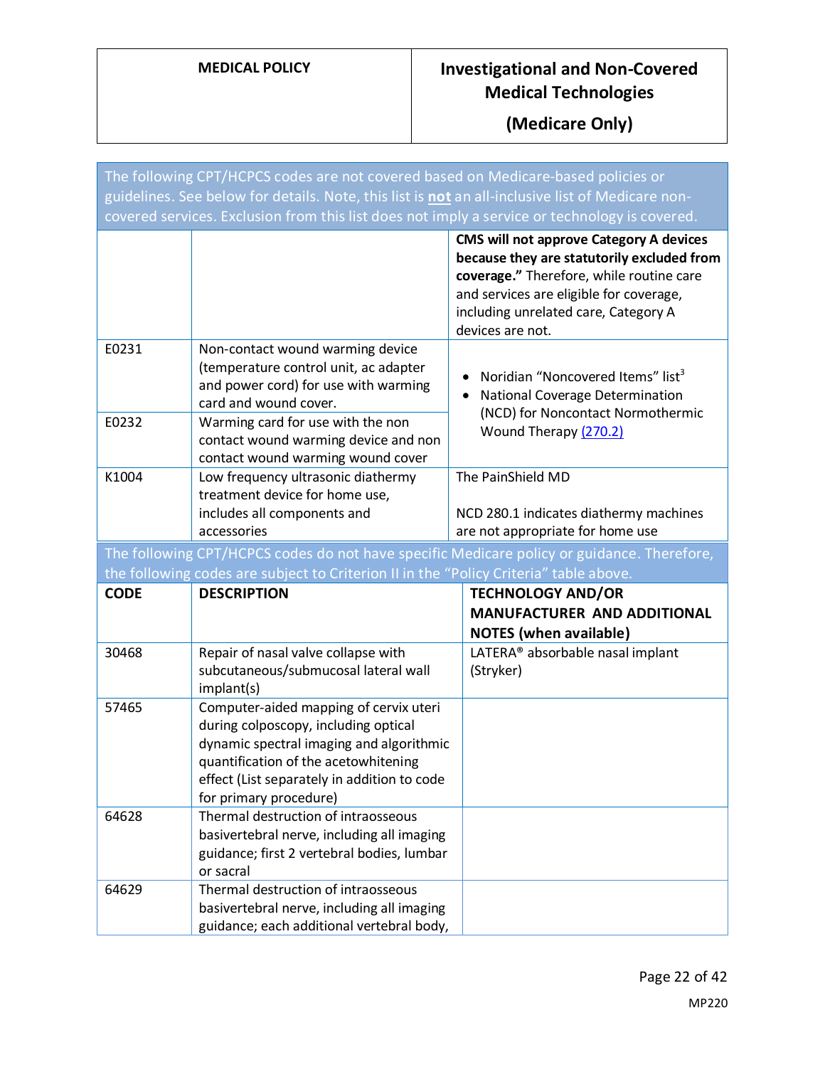| | | |
|---|---|---|
| The following CPT/HCPCS codes are not covered based on Medicare-based policies or guidelines. See below for details. Note, this list is **not** an all-inclusive list of Medicare non-covered services. Exclusion from this list does not imply a service or technology is covered. | | |
| | | **CMS will not approve Category A devices because they are statutorily excluded from coverage."** Therefore, while routine care and services are eligible for coverage, including unrelated care, Category A devices are not. |
| E0231 | Non-contact wound warming device (temperature control unit, ac adapter and power cord) for use with warming card and wound cover. | • Noridian "Noncovered Items" list[3]<br>• National Coverage Determination (NCD) for Noncontact Normothermic Wound Therapy (270.2) |
| E0232 | Warming card for use with the non contact wound warming device and non contact wound warming wound cover | |
| K1004 | Low frequency ultrasonic diathermy treatment device for home use, includes all components and accessories | The PainShield MD<br><br>NCD 280.1 indicates diathermy machines are not appropriate for home use |

The following CPT/HCPCS codes do not have specific Medicare policy or guidance. Therefore, the following codes are subject to Criterion II in the "Policy Criteria" table above.

| CODE | DESCRIPTION | TECHNOLOGY AND/OR MANUFACTURER AND ADDITIONAL NOTES (when available) |
|---|---|---|
| 30468 | Repair of nasal valve collapse with subcutaneous/submucosal lateral wall implant(s) | LATERA® absorbable nasal implant (Stryker) |
| 57465 | Computer-aided mapping of cervix uteri during colposcopy, including optical dynamic spectral imaging and algorithmic quantification of the acetowhitening effect (List separately in addition to code for primary procedure) | |
| 64628 | Thermal destruction of intraosseous basivertebral nerve, including all imaging guidance; first 2 vertebral bodies, lumbar or sacral | |
| 64629 | Thermal destruction of intraosseous basivertebral nerve, including all imaging guidance; each additional vertebral body, | |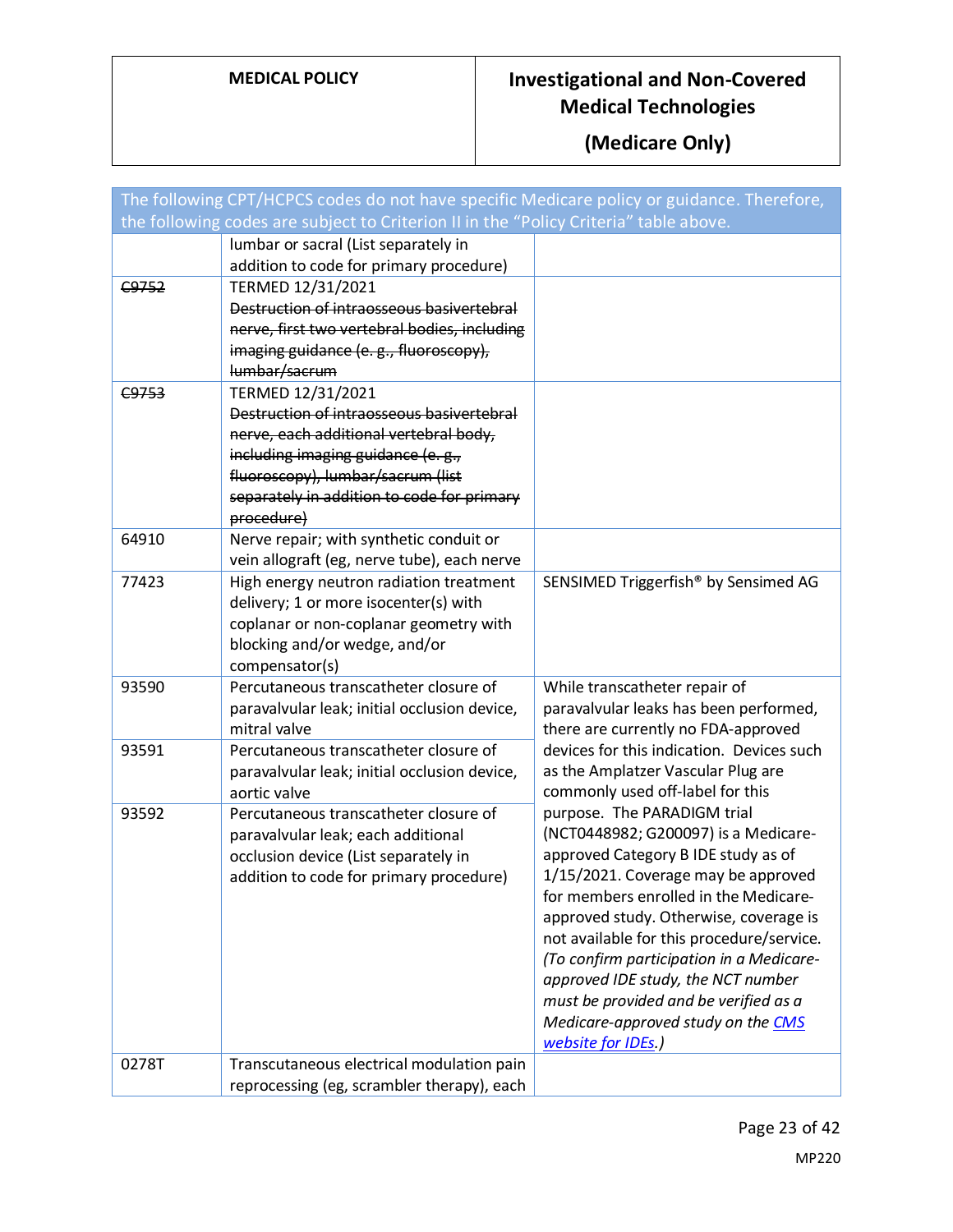| The following CPT/HCPCS codes do not have specific Medicare policy or guidance. Therefore, the following codes are subject to Criterion II in the "Policy Criteria" table above. | | |
|---|---|---|
| | lumbar or sacral (List separately in addition to code for primary procedure) | |
| ~~C9752~~ | TERMED 12/31/2021 ~~Destruction of intraosseous basivertebral nerve, first two vertebral bodies, including imaging guidance (e. g., fluoroscopy), lumbar/sacrum~~ | |
| ~~C9753~~ | TERMED 12/31/2021 ~~Destruction of intraosseous basivertebral nerve, each additional vertebral body, including imaging guidance (e. g., fluoroscopy), lumbar/sacrum (list separately in addition to code for primary procedure)~~ | |
| 64910 | Nerve repair; with synthetic conduit or vein allograft (eg, nerve tube), each nerve | |
| 77423 | High energy neutron radiation treatment delivery; 1 or more isocenter(s) with coplanar or non-coplanar geometry with blocking and/or wedge, and/or compensator(s) | SENSIMED Triggerfish® by Sensimed AG |
| 93590 | Percutaneous transcatheter closure of paravalvular leak; initial occlusion device, mitral valve | While transcatheter repair of paravalvular leaks has been performed, there are currently no FDA-approved devices for this indication. Devices such as the Amplatzer Vascular Plug are commonly used off-label for this purpose. The PARADIGM trial (NCT0448982; G200097) is a Medicare-approved Category B IDE study as of 1/15/2021. Coverage may be approved for members enrolled in the Medicare-approved study. Otherwise, coverage is not available for this procedure/service. *(To confirm participation in a Medicare-approved IDE study, the NCT number must be provided and be verified as a Medicare-approved study on the [CMS website for IDEs](CMS website for IDEs).)* |
| 93591 | Percutaneous transcatheter closure of paravalvular leak; initial occlusion device, aortic valve | |
| 93592 | Percutaneous transcatheter closure of paravalvular leak; each additional occlusion device (List separately in addition to code for primary procedure) | |
| 0278T | Transcutaneous electrical modulation pain reprocessing (eg, scrambler therapy), each | |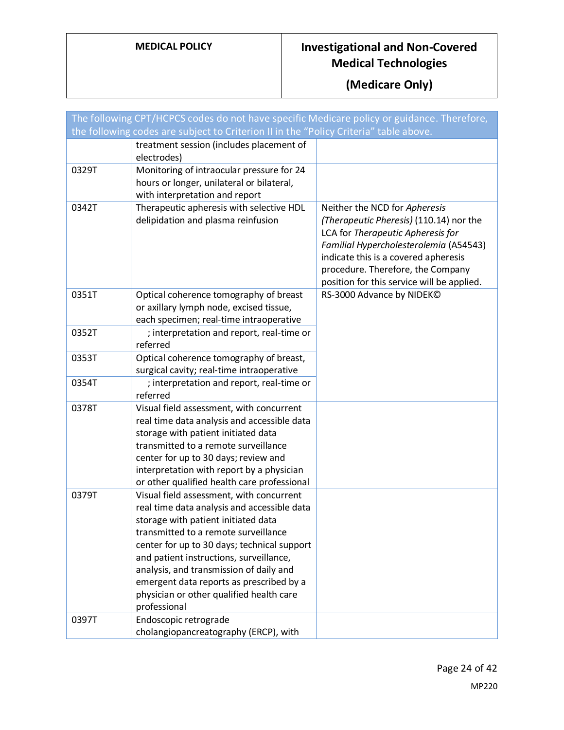| The following CPT/HCPCS codes do not have specific Medicare policy or guidance. Therefore, the following codes are subject to Criterion II in the "Policy Criteria" table above. | | |
|---|---|---|
| | treatment session (includes placement of electrodes) | |
| 0329T | Monitoring of intraocular pressure for 24 hours or longer, unilateral or bilateral, with interpretation and report | |
| 0342T | Therapeutic apheresis with selective HDL delipidation and plasma reinfusion | Neither the NCD for *Apheresis (Therapeutic Pheresis)* (110.14) nor the LCA for *Therapeutic Apheresis for Familial Hypercholesterolemia* (A54543) indicate this is a covered apheresis procedure. Therefore, the Company position for this service will be applied. |
| 0351T | Optical coherence tomography of breast or axillary lymph node, excised tissue, each specimen; real-time intraoperative | RS-3000 Advance by NIDEK© |
| 0352T | ; interpretation and report, real-time or referred | |
| 0353T | Optical coherence tomography of breast, surgical cavity; real-time intraoperative | |
| 0354T | ; interpretation and report, real-time or referred | |
| 0378T | Visual field assessment, with concurrent real time data analysis and accessible data storage with patient initiated data transmitted to a remote surveillance center for up to 30 days; review and interpretation with report by a physician or other qualified health care professional | |
| 0379T | Visual field assessment, with concurrent real time data analysis and accessible data storage with patient initiated data transmitted to a remote surveillance center for up to 30 days; technical support and patient instructions, surveillance, analysis, and transmission of daily and emergent data reports as prescribed by a physician or other qualified health care professional | |
| 0397T | Endoscopic retrograde cholangiopancreatography (ERCP), with | |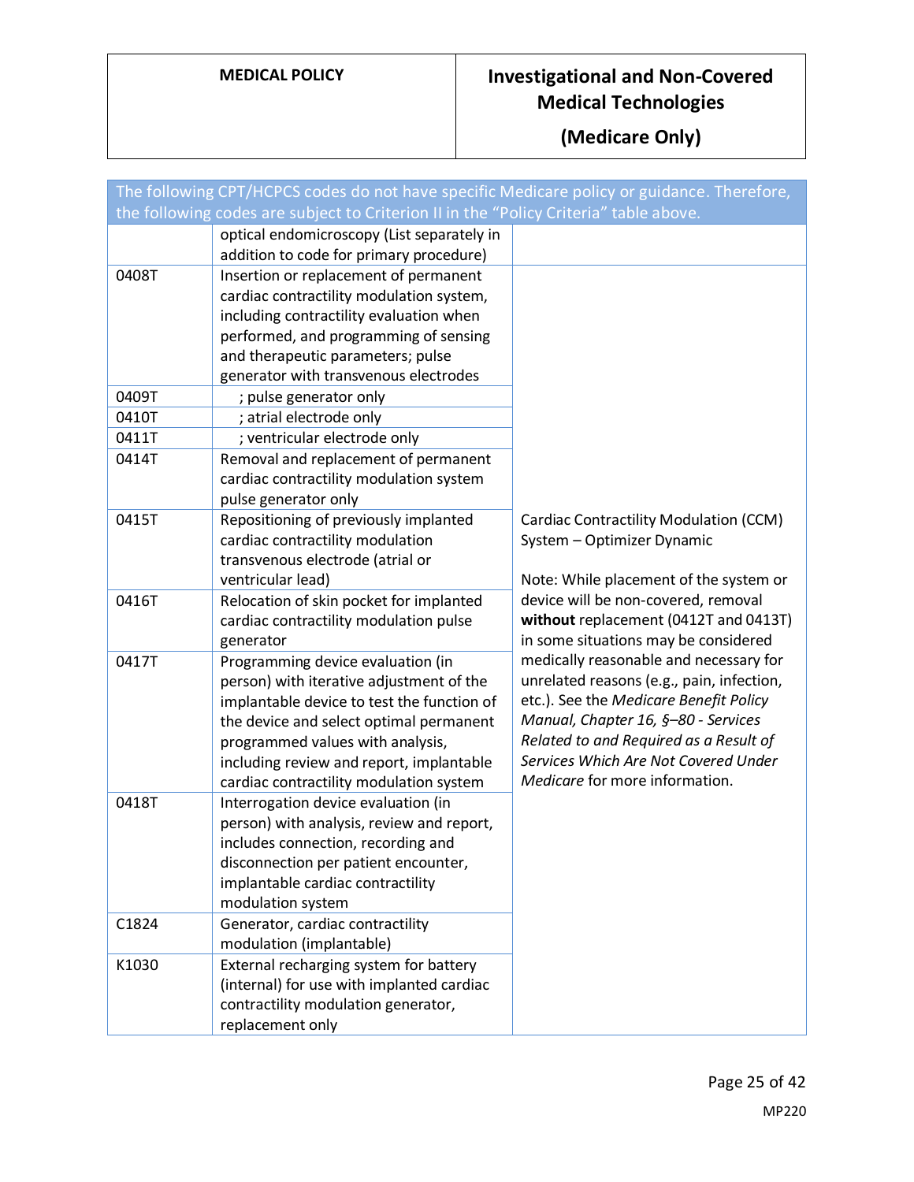| The following CPT/HCPCS codes do not have specific Medicare policy or guidance. Therefore, the following codes are subject to Criterion II in the "Policy Criteria" table above. | | |
|---|---|---|
| | optical endomicroscopy (List separately in addition to code for primary procedure) | |
| 0408T | Insertion or replacement of permanent cardiac contractility modulation system, including contractility evaluation when performed, and programming of sensing and therapeutic parameters; pulse generator with transvenous electrodes | Cardiac Contractility Modulation (CCM) System – Optimizer Dynamic<br><br>Note: While placement of the system or device will be non-covered, removal **without** replacement (0412T and 0413T) in some situations may be considered medically reasonable and necessary for unrelated reasons (e.g., pain, infection, etc.). See the *Medicare Benefit Policy Manual, Chapter 16, §–80 - Services Related to and Required as a Result of Services Which Are Not Covered Under Medicare* for more information. |
| 0409T | ; pulse generator only | |
| 0410T | ; atrial electrode only | |
| 0411T | ; ventricular electrode only | |
| 0414T | Removal and replacement of permanent cardiac contractility modulation system pulse generator only | |
| 0415T | Repositioning of previously implanted cardiac contractility modulation transvenous electrode (atrial or ventricular lead) | |
| 0416T | Relocation of skin pocket for implanted cardiac contractility modulation pulse generator | |
| 0417T | Programming device evaluation (in person) with iterative adjustment of the implantable device to test the function of the device and select optimal permanent programmed values with analysis, including review and report, implantable cardiac contractility modulation system | |
| 0418T | Interrogation device evaluation (in person) with analysis, review and report, includes connection, recording and disconnection per patient encounter, implantable cardiac contractility modulation system | |
| C1824 | Generator, cardiac contractility modulation (implantable) | |
| K1030 | External recharging system for battery (internal) for use with implanted cardiac contractility modulation generator, replacement only | |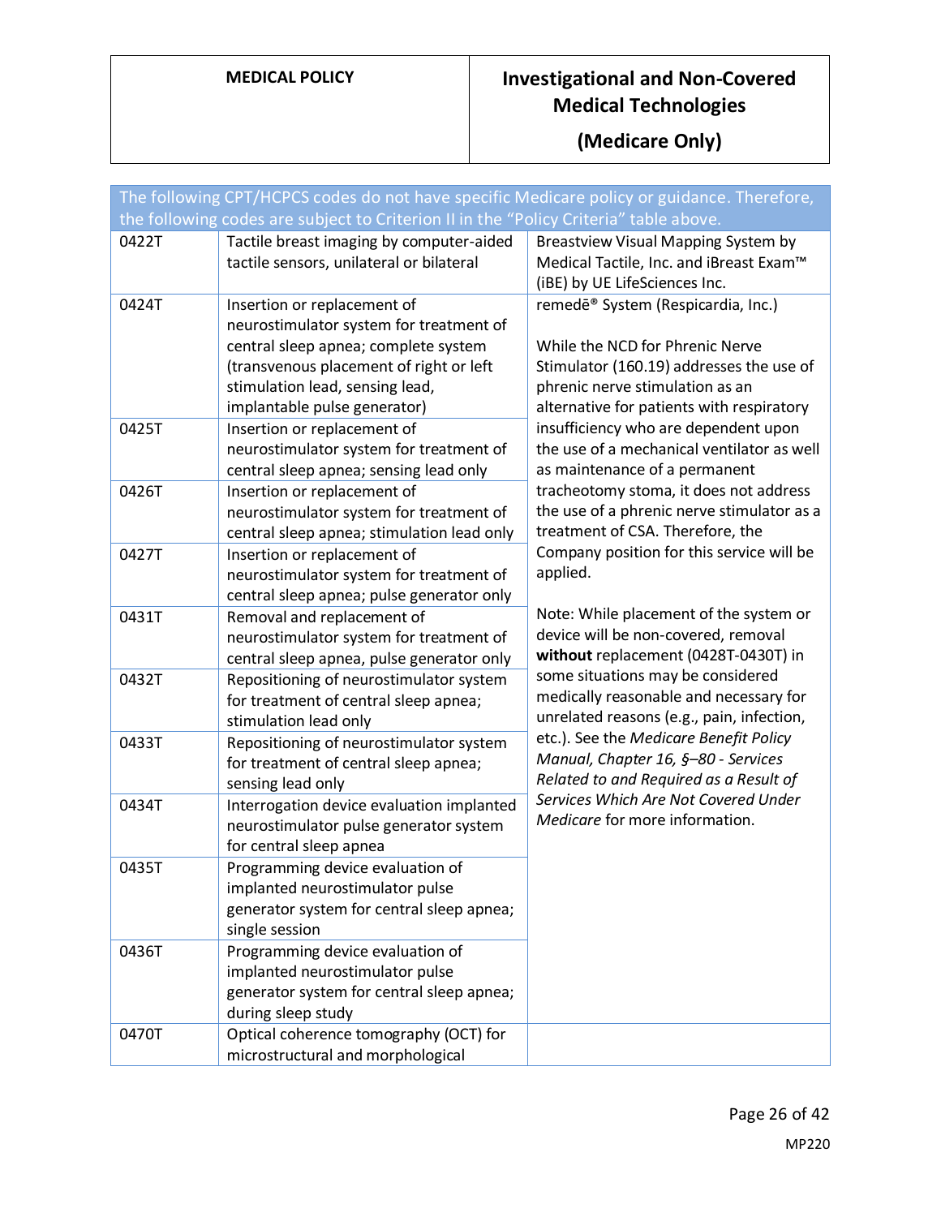| The following CPT/HCPCS codes do not have specific Medicare policy or guidance. Therefore, the following codes are subject to Criterion II in the "Policy Criteria" table above. | | |
|---|---|---|
| 0422T | Tactile breast imaging by computer-aided tactile sensors, unilateral or bilateral | Breastview Visual Mapping System by Medical Tactile, Inc. and iBreast Exam™ (iBE) by UE LifeSciences Inc. |
| 0424T | Insertion or replacement of neurostimulator system for treatment of central sleep apnea; complete system (transvenous placement of right or left stimulation lead, sensing lead, implantable pulse generator) | remedē® System (Respicardia, Inc.)<br><br>While the NCD for Phrenic Nerve Stimulator (160.19) addresses the use of phrenic nerve stimulation as an alternative for patients with respiratory insufficiency who are dependent upon the use of a mechanical ventilator as well as maintenance of a permanent tracheotomy stoma, it does not address the use of a phrenic nerve stimulator as a treatment of CSA. Therefore, the Company position for this service will be applied.<br><br>Note: While placement of the system or device will be non-covered, removal **without** replacement (0428T-0430T) in some situations may be considered medically reasonable and necessary for unrelated reasons (e.g., pain, infection, etc.). See the *Medicare Benefit Policy Manual, Chapter 16, §–80 - Services Related to and Required as a Result of Services Which Are Not Covered Under Medicare* for more information. |
| 0425T | Insertion or replacement of neurostimulator system for treatment of central sleep apnea; sensing lead only | |
| 0426T | Insertion or replacement of neurostimulator system for treatment of central sleep apnea; stimulation lead only | |
| 0427T | Insertion or replacement of neurostimulator system for treatment of central sleep apnea; pulse generator only | |
| 0431T | Removal and replacement of neurostimulator system for treatment of central sleep apnea, pulse generator only | |
| 0432T | Repositioning of neurostimulator system for treatment of central sleep apnea; stimulation lead only | |
| 0433T | Repositioning of neurostimulator system for treatment of central sleep apnea; sensing lead only | |
| 0434T | Interrogation device evaluation implanted neurostimulator pulse generator system for central sleep apnea | |
| 0435T | Programming device evaluation of implanted neurostimulator pulse generator system for central sleep apnea; single session | |
| 0436T | Programming device evaluation of implanted neurostimulator pulse generator system for central sleep apnea; during sleep study | |
| 0470T | Optical coherence tomography (OCT) for microstructural and morphological | |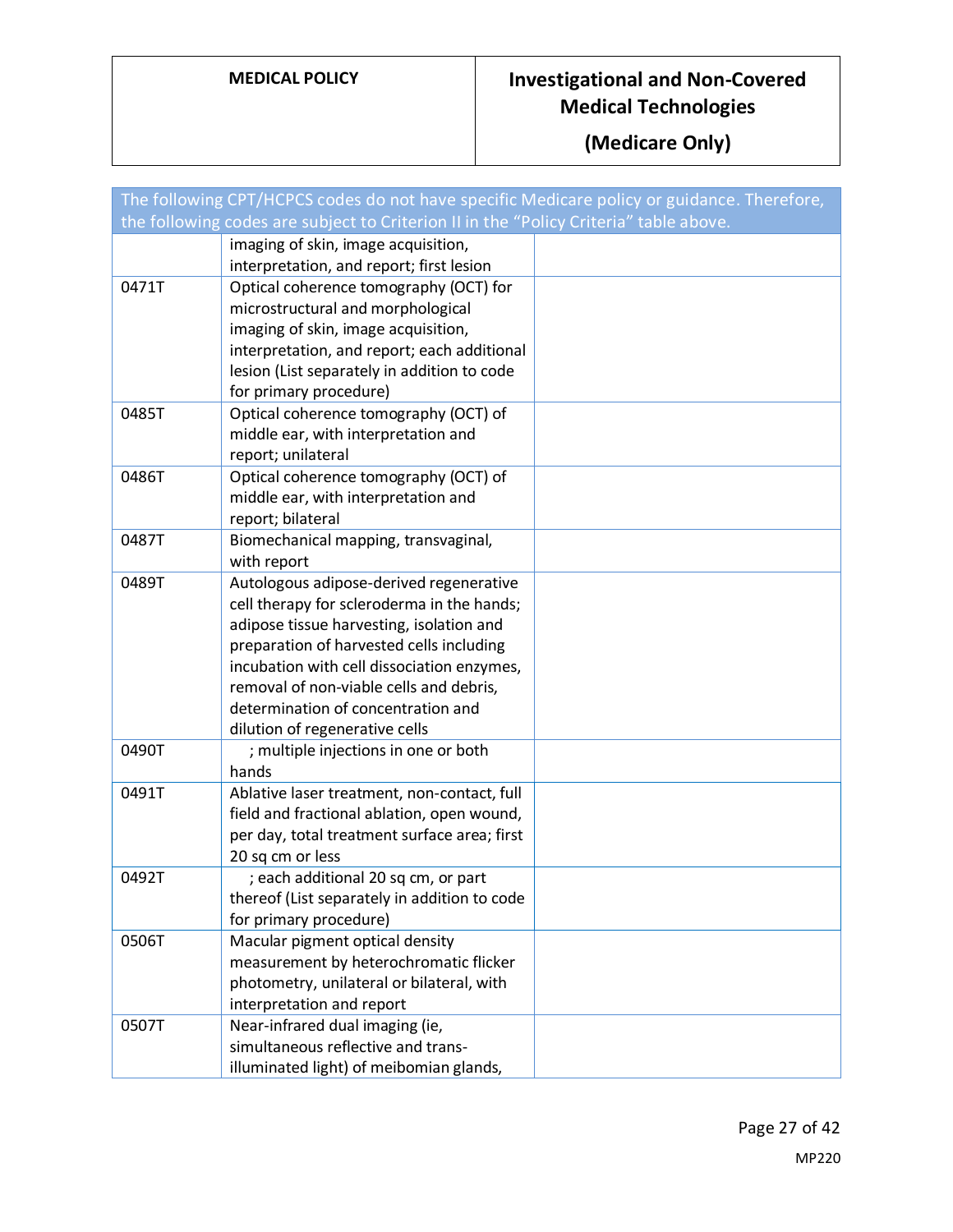| The following CPT/HCPCS codes do not have specific Medicare policy or guidance. Therefore, the following codes are subject to Criterion II in the "Policy Criteria" table above. | | |
|---|---|---|
| | imaging of skin, image acquisition, interpretation, and report; first lesion | |
| 0471T | Optical coherence tomography (OCT) for microstructural and morphological imaging of skin, image acquisition, interpretation, and report; each additional lesion (List separately in addition to code for primary procedure) | |
| 0485T | Optical coherence tomography (OCT) of middle ear, with interpretation and report; unilateral | |
| 0486T | Optical coherence tomography (OCT) of middle ear, with interpretation and report; bilateral | |
| 0487T | Biomechanical mapping, transvaginal, with report | |
| 0489T | Autologous adipose-derived regenerative cell therapy for scleroderma in the hands; adipose tissue harvesting, isolation and preparation of harvested cells including incubation with cell dissociation enzymes, removal of non-viable cells and debris, determination of concentration and dilution of regenerative cells | |
| 0490T | ; multiple injections in one or both hands | |
| 0491T | Ablative laser treatment, non-contact, full field and fractional ablation, open wound, per day, total treatment surface area; first 20 sq cm or less | |
| 0492T | ; each additional 20 sq cm, or part thereof (List separately in addition to code for primary procedure) | |
| 0506T | Macular pigment optical density measurement by heterochromatic flicker photometry, unilateral or bilateral, with interpretation and report | |
| 0507T | Near-infrared dual imaging (ie, simultaneous reflective and trans-illuminated light) of meibomian glands, | |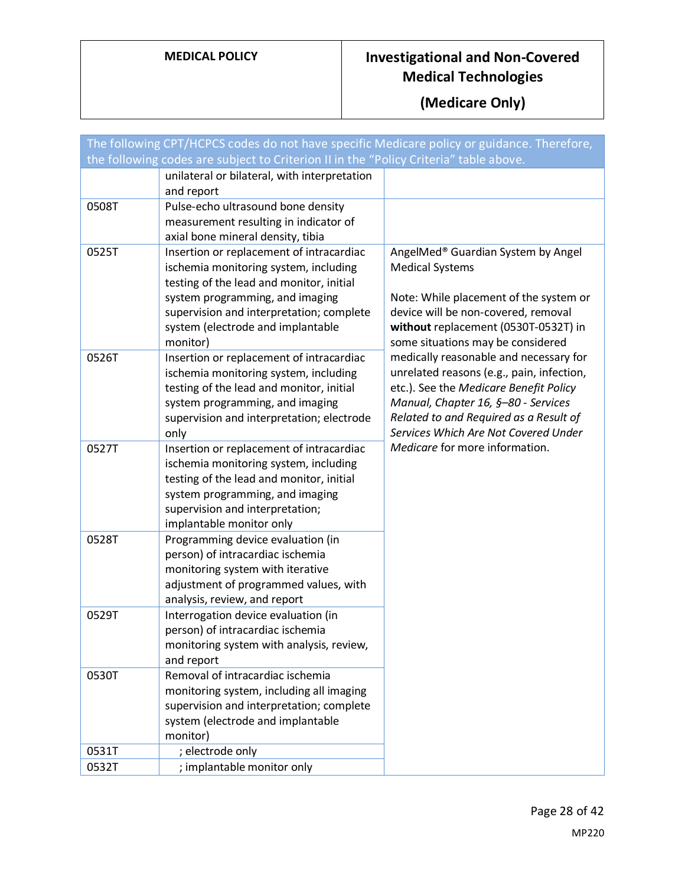| The following CPT/HCPCS codes do not have specific Medicare policy or guidance. Therefore, the following codes are subject to Criterion II in the "Policy Criteria" table above. | | |
|---|---|---|
| | unilateral or bilateral, with interpretation and report | |
| 0508T | Pulse-echo ultrasound bone density measurement resulting in indicator of axial bone mineral density, tibia | |
| 0525T | Insertion or replacement of intracardiac ischemia monitoring system, including testing of the lead and monitor, initial system programming, and imaging supervision and interpretation; complete system (electrode and implantable monitor) | AngelMed® Guardian System by Angel Medical Systems<br><br>Note: While placement of the system or device will be non-covered, removal **without** replacement (0530T-0532T) in some situations may be considered medically reasonable and necessary for unrelated reasons (e.g., pain, infection, etc.). See the *Medicare Benefit Policy Manual, Chapter 16, §–80 - Services Related to and Required as a Result of Services Which Are Not Covered Under Medicare* for more information. |
| 0526T | Insertion or replacement of intracardiac ischemia monitoring system, including testing of the lead and monitor, initial system programming, and imaging supervision and interpretation; electrode only | |
| 0527T | Insertion or replacement of intracardiac ischemia monitoring system, including testing of the lead and monitor, initial system programming, and imaging supervision and interpretation; implantable monitor only | |
| 0528T | Programming device evaluation (in person) of intracardiac ischemia monitoring system with iterative adjustment of programmed values, with analysis, review, and report | |
| 0529T | Interrogation device evaluation (in person) of intracardiac ischemia monitoring system with analysis, review, and report | |
| 0530T | Removal of intracardiac ischemia monitoring system, including all imaging supervision and interpretation; complete system (electrode and implantable monitor) | |
| 0531T | ; electrode only | |
| 0532T | ; implantable monitor only | |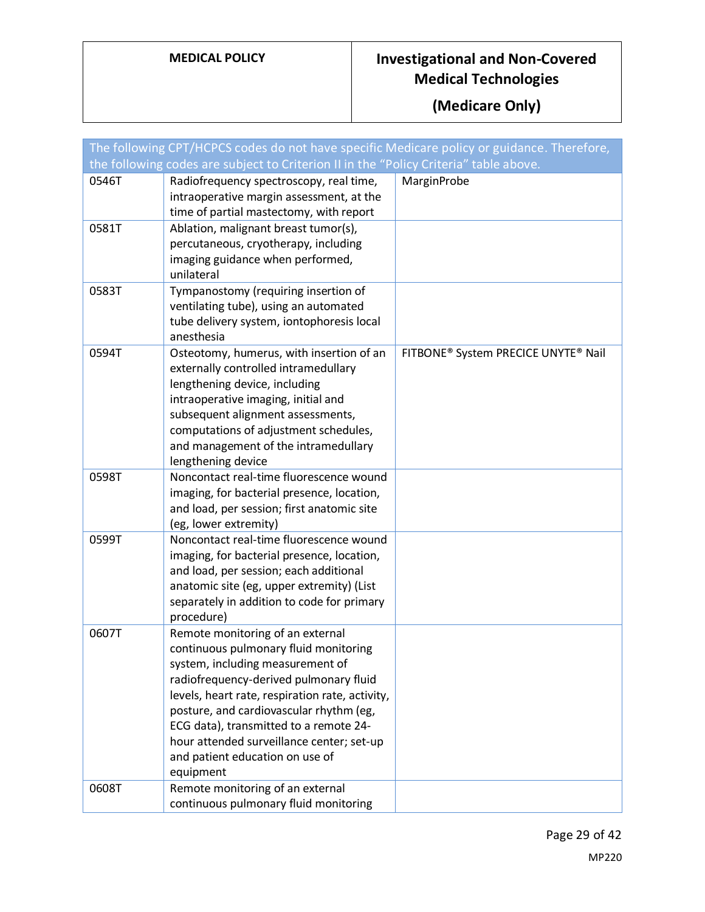| The following CPT/HCPCS codes do not have specific Medicare policy or guidance. Therefore, the following codes are subject to Criterion II in the "Policy Criteria" table above. | | |
|---|---|---|
| 0546T | Radiofrequency spectroscopy, real time, intraoperative margin assessment, at the time of partial mastectomy, with report | MarginProbe |
| 0581T | Ablation, malignant breast tumor(s), percutaneous, cryotherapy, including imaging guidance when performed, unilateral | |
| 0583T | Tympanostomy (requiring insertion of ventilating tube), using an automated tube delivery system, iontophoresis local anesthesia | |
| 0594T | Osteotomy, humerus, with insertion of an externally controlled intramedullary lengthening device, including intraoperative imaging, initial and subsequent alignment assessments, computations of adjustment schedules, and management of the intramedullary lengthening device | FITBONE® System PRECICE UNYTE® Nail |
| 0598T | Noncontact real-time fluorescence wound imaging, for bacterial presence, location, and load, per session; first anatomic site (eg, lower extremity) | |
| 0599T | Noncontact real-time fluorescence wound imaging, for bacterial presence, location, and load, per session; each additional anatomic site (eg, upper extremity) (List separately in addition to code for primary procedure) | |
| 0607T | Remote monitoring of an external continuous pulmonary fluid monitoring system, including measurement of radiofrequency-derived pulmonary fluid levels, heart rate, respiration rate, activity, posture, and cardiovascular rhythm (eg, ECG data), transmitted to a remote 24-hour attended surveillance center; set-up and patient education on use of equipment | |
| 0608T | Remote monitoring of an external continuous pulmonary fluid monitoring | |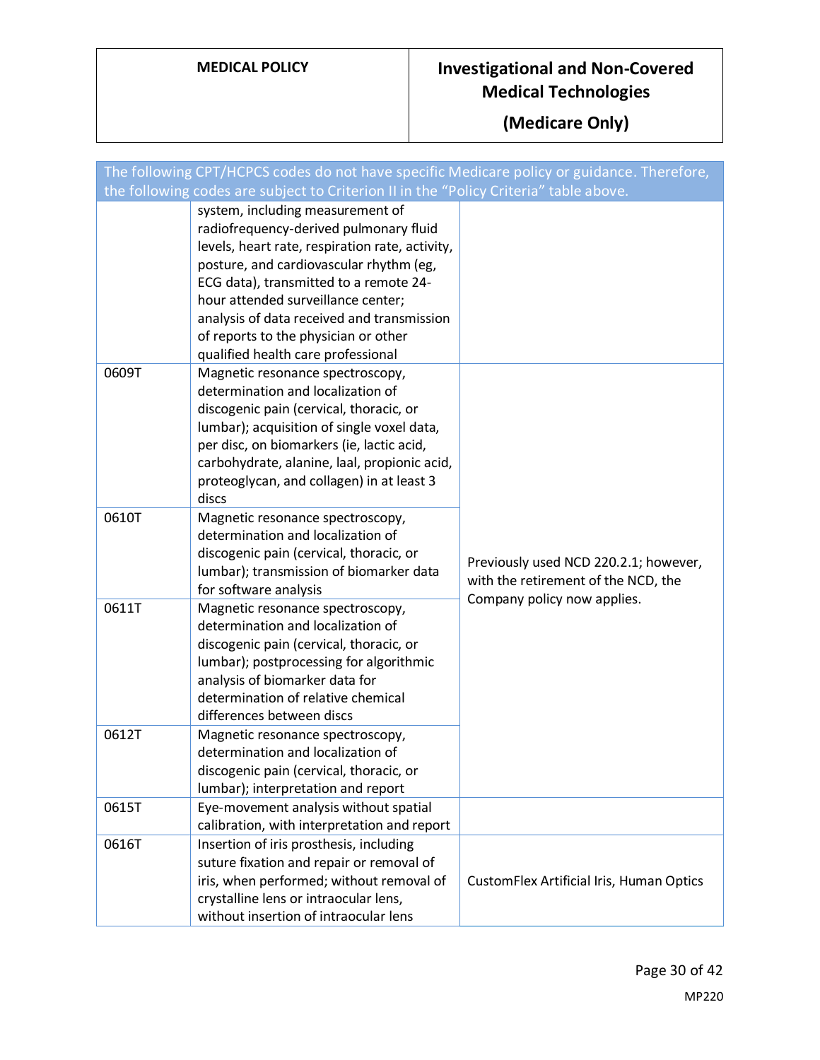| The following CPT/HCPCS codes do not have specific Medicare policy or guidance. Therefore, the following codes are subject to Criterion II in the "Policy Criteria" table above. | | |
|---|---|---|
| | system, including measurement of radiofrequency-derived pulmonary fluid levels, heart rate, respiration rate, activity, posture, and cardiovascular rhythm (eg, ECG data), transmitted to a remote 24-hour attended surveillance center; analysis of data received and transmission of reports to the physician or other qualified health care professional | |
| 0609T | Magnetic resonance spectroscopy, determination and localization of discogenic pain (cervical, thoracic, or lumbar); acquisition of single voxel data, per disc, on biomarkers (ie, lactic acid, carbohydrate, alanine, laal, propionic acid, proteoglycan, and collagen) in at least 3 discs | Previously used NCD 220.2.1; however, with the retirement of the NCD, the Company policy now applies. |
| 0610T | Magnetic resonance spectroscopy, determination and localization of discogenic pain (cervical, thoracic, or lumbar); transmission of biomarker data for software analysis | |
| 0611T | Magnetic resonance spectroscopy, determination and localization of discogenic pain (cervical, thoracic, or lumbar); postprocessing for algorithmic analysis of biomarker data for determination of relative chemical differences between discs | |
| 0612T | Magnetic resonance spectroscopy, determination and localization of discogenic pain (cervical, thoracic, or lumbar); interpretation and report | |
| 0615T | Eye-movement analysis without spatial calibration, with interpretation and report | |
| 0616T | Insertion of iris prosthesis, including suture fixation and repair or removal of iris, when performed; without removal of crystalline lens or intraocular lens, without insertion of intraocular lens | CustomFlex Artificial Iris, Human Optics |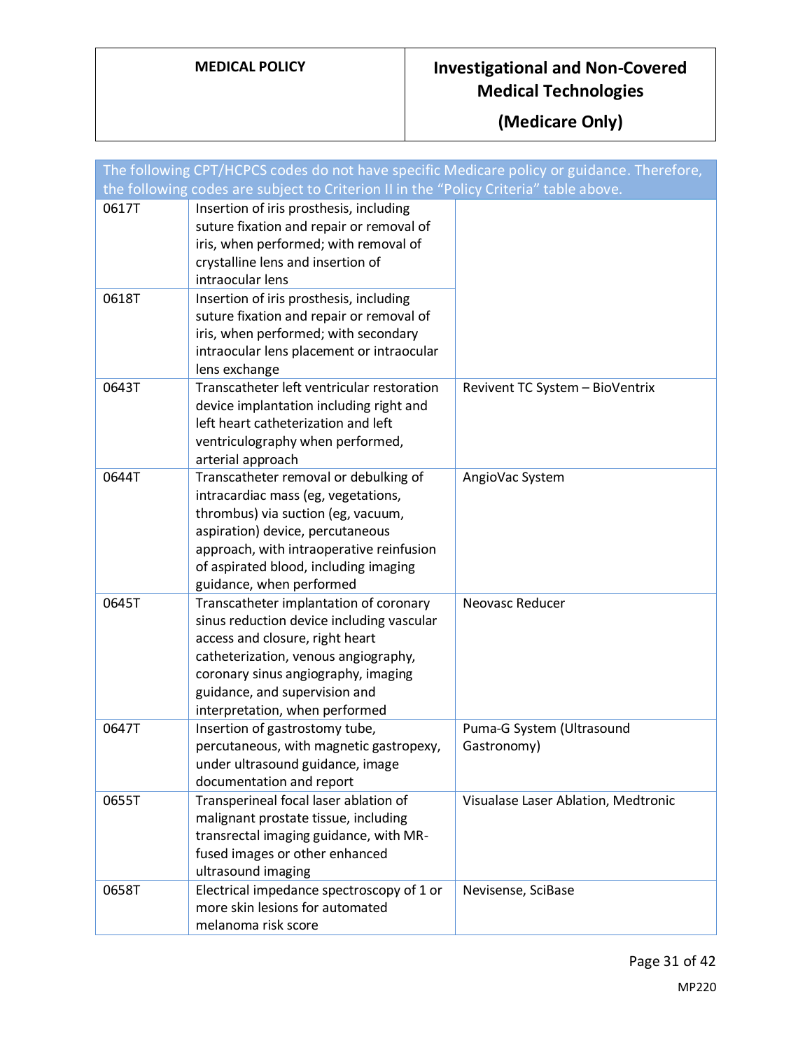| The following CPT/HCPCS codes do not have specific Medicare policy or guidance. Therefore, the following codes are subject to Criterion II in the "Policy Criteria" table above. | | |
|---|---|---|
| 0617T | Insertion of iris prosthesis, including suture fixation and repair or removal of iris, when performed; with removal of crystalline lens and insertion of intraocular lens | |
| 0618T | Insertion of iris prosthesis, including suture fixation and repair or removal of iris, when performed; with secondary intraocular lens placement or intraocular lens exchange | |
| 0643T | Transcatheter left ventricular restoration device implantation including right and left heart catheterization and left ventriculography when performed, arterial approach | Revivent TC System – BioVentrix |
| 0644T | Transcatheter removal or debulking of intracardiac mass (eg, vegetations, thrombus) via suction (eg, vacuum, aspiration) device, percutaneous approach, with intraoperative reinfusion of aspirated blood, including imaging guidance, when performed | AngioVac System |
| 0645T | Transcatheter implantation of coronary sinus reduction device including vascular access and closure, right heart catheterization, venous angiography, coronary sinus angiography, imaging guidance, and supervision and interpretation, when performed | Neovasc Reducer |
| 0647T | Insertion of gastrostomy tube, percutaneous, with magnetic gastropexy, under ultrasound guidance, image documentation and report | Puma-G System (Ultrasound Gastronomy) |
| 0655T | Transperineal focal laser ablation of malignant prostate tissue, including transrectal imaging guidance, with MR-fused images or other enhanced ultrasound imaging | Visualase Laser Ablation, Medtronic |
| 0658T | Electrical impedance spectroscopy of 1 or more skin lesions for automated melanoma risk score | Nevisense, SciBase |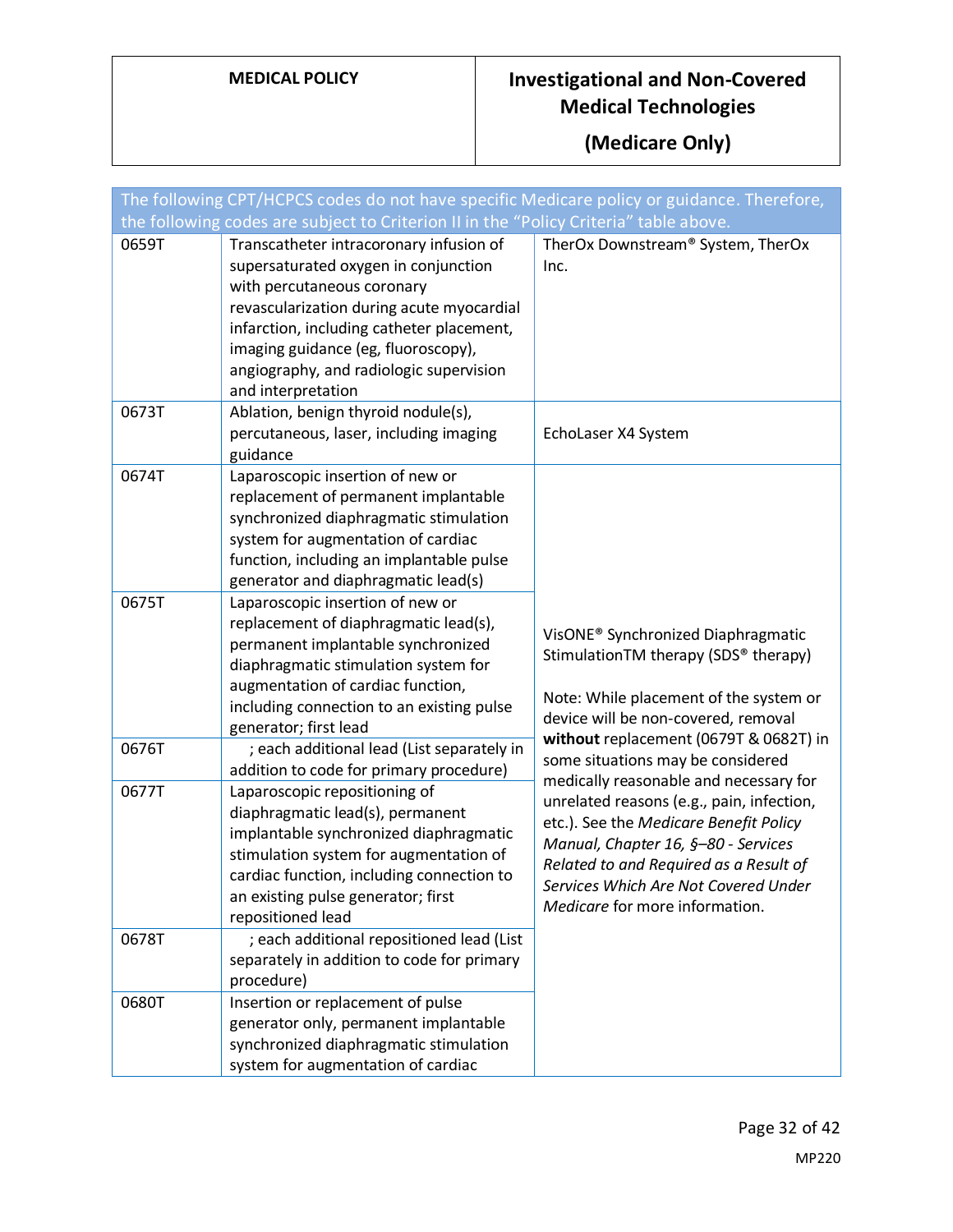| The following CPT/HCPCS codes do not have specific Medicare policy or guidance. Therefore, the following codes are subject to Criterion II in the "Policy Criteria" table above. | | |
|---|---|---|
| 0659T | Transcatheter intracoronary infusion of supersaturated oxygen in conjunction with percutaneous coronary revascularization during acute myocardial infarction, including catheter placement, imaging guidance (eg, fluoroscopy), angiography, and radiologic supervision and interpretation | TherOx Downstream® System, TherOx Inc. |
| 0673T | Ablation, benign thyroid nodule(s), percutaneous, laser, including imaging guidance | EchoLaser X4 System |
| 0674T | Laparoscopic insertion of new or replacement of permanent implantable synchronized diaphragmatic stimulation system for augmentation of cardiac function, including an implantable pulse generator and diaphragmatic lead(s) | VisONE® Synchronized Diaphragmatic StimulationTM therapy (SDS® therapy)<br><br>Note: While placement of the system or device will be non-covered, removal **without** replacement (0679T & 0682T) in some situations may be considered medically reasonable and necessary for unrelated reasons (e.g., pain, infection, etc.). See the *Medicare Benefit Policy Manual, Chapter 16, §–80 - Services Related to and Required as a Result of Services Which Are Not Covered Under Medicare* for more information. |
| 0675T | Laparoscopic insertion of new or replacement of diaphragmatic lead(s), permanent implantable synchronized diaphragmatic stimulation system for augmentation of cardiac function, including connection to an existing pulse generator; first lead | |
| 0676T | ; each additional lead (List separately in addition to code for primary procedure) | |
| 0677T | Laparoscopic repositioning of diaphragmatic lead(s), permanent implantable synchronized diaphragmatic stimulation system for augmentation of cardiac function, including connection to an existing pulse generator; first repositioned lead | |
| 0678T | ; each additional repositioned lead (List separately in addition to code for primary procedure) | |
| 0680T | Insertion or replacement of pulse generator only, permanent implantable synchronized diaphragmatic stimulation system for augmentation of cardiac | |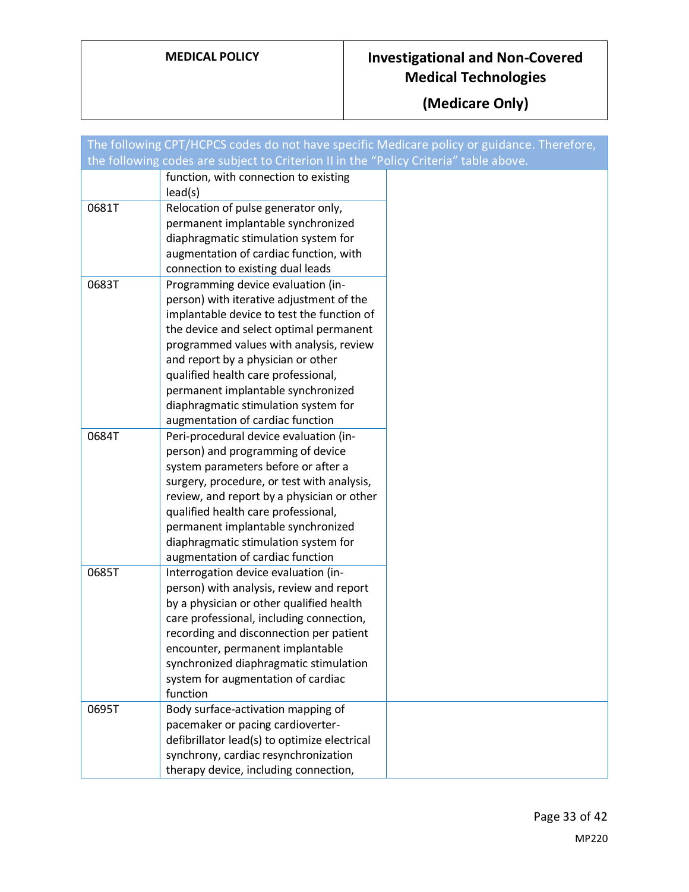| The following CPT/HCPCS codes do not have specific Medicare policy or guidance. Therefore, the following codes are subject to Criterion II in the "Policy Criteria" table above. | | |
|---|---|---|
| | function, with connection to existing lead(s) | |
| 0681T | Relocation of pulse generator only, permanent implantable synchronized diaphragmatic stimulation system for augmentation of cardiac function, with connection to existing dual leads | |
| 0683T | Programming device evaluation (in-person) with iterative adjustment of the implantable device to test the function of the device and select optimal permanent programmed values with analysis, review and report by a physician or other qualified health care professional, permanent implantable synchronized diaphragmatic stimulation system for augmentation of cardiac function | |
| 0684T | Peri-procedural device evaluation (in-person) and programming of device system parameters before or after a surgery, procedure, or test with analysis, review, and report by a physician or other qualified health care professional, permanent implantable synchronized diaphragmatic stimulation system for augmentation of cardiac function | |
| 0685T | Interrogation device evaluation (in-person) with analysis, review and report by a physician or other qualified health care professional, including connection, recording and disconnection per patient encounter, permanent implantable synchronized diaphragmatic stimulation system for augmentation of cardiac function | |
| 0695T | Body surface-activation mapping of pacemaker or pacing cardioverter-defibrillator lead(s) to optimize electrical synchrony, cardiac resynchronization therapy device, including connection, | |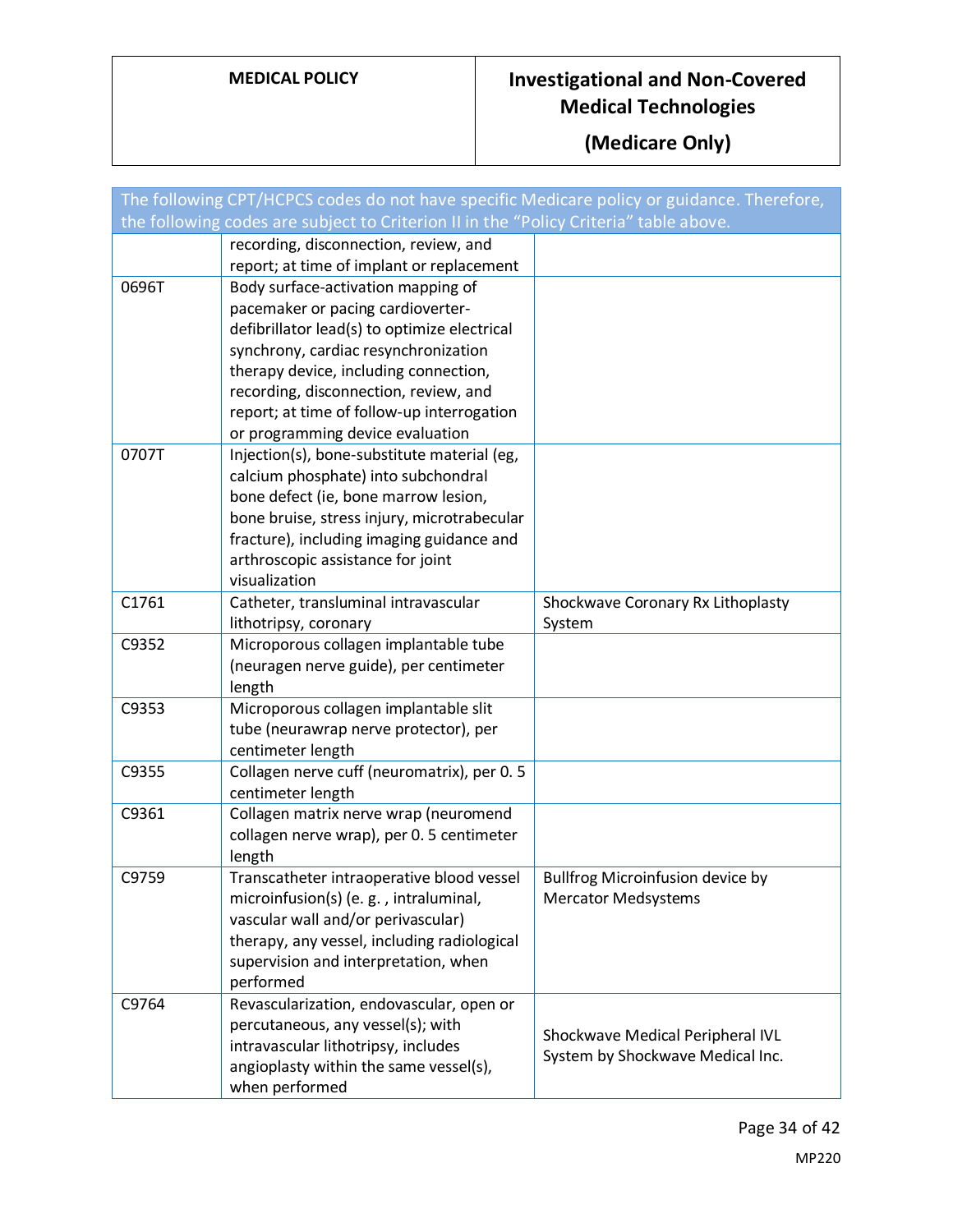| The following CPT/HCPCS codes do not have specific Medicare policy or guidance. Therefore, the following codes are subject to Criterion II in the "Policy Criteria" table above. | | |
|---|---|---|
| | recording, disconnection, review, and report; at time of implant or replacement | |
| 0696T | Body surface-activation mapping of pacemaker or pacing cardioverter-defibrillator lead(s) to optimize electrical synchrony, cardiac resynchronization therapy device, including connection, recording, disconnection, review, and report; at time of follow-up interrogation or programming device evaluation | |
| 0707T | Injection(s), bone-substitute material (eg, calcium phosphate) into subchondral bone defect (ie, bone marrow lesion, bone bruise, stress injury, microtrabecular fracture), including imaging guidance and arthroscopic assistance for joint visualization | |
| C1761 | Catheter, transluminal intravascular lithotripsy, coronary | Shockwave Coronary Rx Lithoplasty System |
| C9352 | Microporous collagen implantable tube (neuragen nerve guide), per centimeter length | |
| C9353 | Microporous collagen implantable slit tube (neurawrap nerve protector), per centimeter length | |
| C9355 | Collagen nerve cuff (neuromatrix), per 0. 5 centimeter length | |
| C9361 | Collagen matrix nerve wrap (neuromend collagen nerve wrap), per 0. 5 centimeter length | |
| C9759 | Transcatheter intraoperative blood vessel microinfusion(s) (e. g. , intraluminal, vascular wall and/or perivascular) therapy, any vessel, including radiological supervision and interpretation, when performed | Bullfrog Microinfusion device by Mercator Medsystems |
| C9764 | Revascularization, endovascular, open or percutaneous, any vessel(s); with intravascular lithotripsy, includes angioplasty within the same vessel(s), when performed | Shockwave Medical Peripheral IVL System by Shockwave Medical Inc. |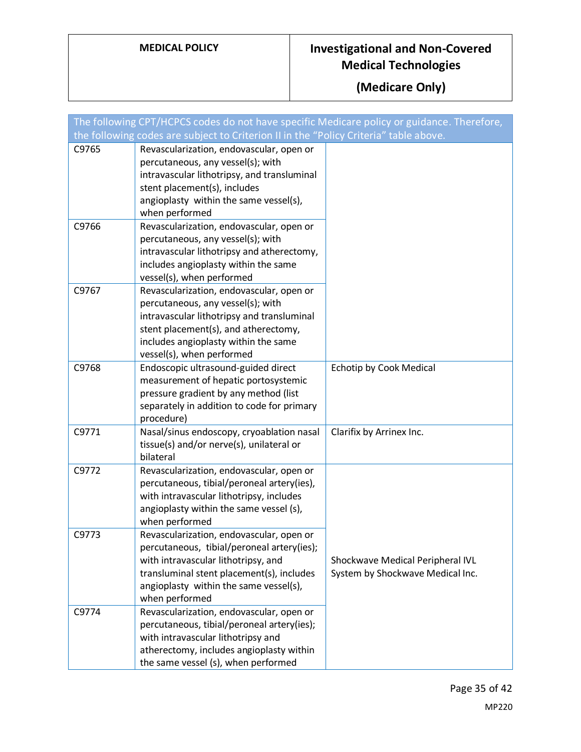| The following CPT/HCPCS codes do not have specific Medicare policy or guidance. Therefore, the following codes are subject to Criterion II in the "Policy Criteria" table above. | | |
|---|---|---|
| C9765 | Revascularization, endovascular, open or percutaneous, any vessel(s); with intravascular lithotripsy, and transluminal stent placement(s), includes angioplasty within the same vessel(s), when performed | |
| C9766 | Revascularization, endovascular, open or percutaneous, any vessel(s); with intravascular lithotripsy and atherectomy, includes angioplasty within the same vessel(s), when performed | |
| C9767 | Revascularization, endovascular, open or percutaneous, any vessel(s); with intravascular lithotripsy and transluminal stent placement(s), and atherectomy, includes angioplasty within the same vessel(s), when performed | |
| C9768 | Endoscopic ultrasound-guided direct measurement of hepatic portosystemic pressure gradient by any method (list separately in addition to code for primary procedure) | Echotip by Cook Medical |
| C9771 | Nasal/sinus endoscopy, cryoablation nasal tissue(s) and/or nerve(s), unilateral or bilateral | Clarifix by Arrinex Inc. |
| C9772 | Revascularization, endovascular, open or percutaneous, tibial/peroneal artery(ies), with intravascular lithotripsy, includes angioplasty within the same vessel (s), when performed | Shockwave Medical Peripheral IVL System by Shockwave Medical Inc. |
| C9773 | Revascularization, endovascular, open or percutaneous, tibial/peroneal artery(ies); with intravascular lithotripsy, and transluminal stent placement(s), includes angioplasty within the same vessel(s), when performed | |
| C9774 | Revascularization, endovascular, open or percutaneous, tibial/peroneal artery(ies); with intravascular lithotripsy and atherectomy, includes angioplasty within the same vessel (s), when performed | |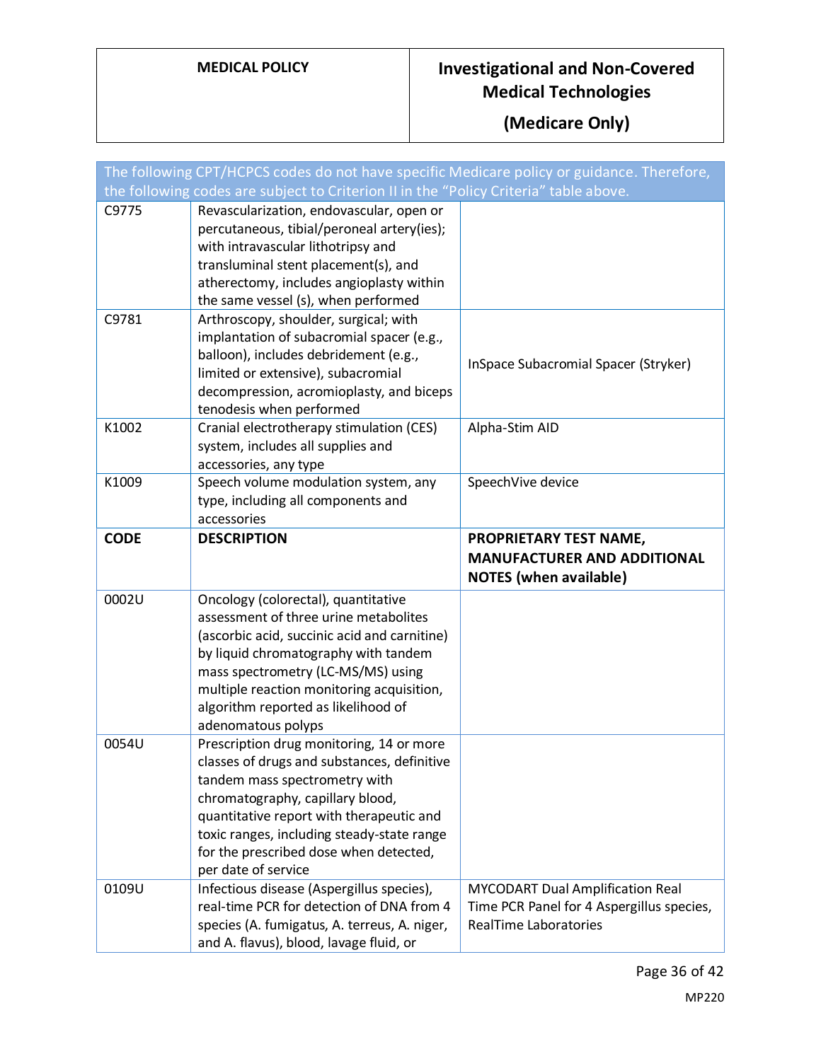| The following CPT/HCPCS codes do not have specific Medicare policy or guidance. Therefore, the following codes are subject to Criterion II in the "Policy Criteria" table above. | | |
|---|---|---|
| C9775 | Revascularization, endovascular, open or percutaneous, tibial/peroneal artery(ies); with intravascular lithotripsy and transluminal stent placement(s), and atherectomy, includes angioplasty within the same vessel (s), when performed | |
| C9781 | Arthroscopy, shoulder, surgical; with implantation of subacromial spacer (e.g., balloon), includes debridement (e.g., limited or extensive), subacromial decompression, acromioplasty, and biceps tenodesis when performed | InSpace Subacromial Spacer (Stryker) |
| K1002 | Cranial electrotherapy stimulation (CES) system, includes all supplies and accessories, any type | Alpha-Stim AID |
| K1009 | Speech volume modulation system, any type, including all components and accessories | SpeechVive device |
| **CODE** | **DESCRIPTION** | **PROPRIETARY TEST NAME, MANUFACTURER AND ADDITIONAL NOTES (when available)** |
| 0002U | Oncology (colorectal), quantitative assessment of three urine metabolites (ascorbic acid, succinic acid and carnitine) by liquid chromatography with tandem mass spectrometry (LC-MS/MS) using multiple reaction monitoring acquisition, algorithm reported as likelihood of adenomatous polyps | |
| 0054U | Prescription drug monitoring, 14 or more classes of drugs and substances, definitive tandem mass spectrometry with chromatography, capillary blood, quantitative report with therapeutic and toxic ranges, including steady-state range for the prescribed dose when detected, per date of service | |
| 0109U | Infectious disease (Aspergillus species), real-time PCR for detection of DNA from 4 species (A. fumigatus, A. terreus, A. niger, and A. flavus), blood, lavage fluid, or | MYCODART Dual Amplification Real Time PCR Panel for 4 Aspergillus species, RealTime Laboratories |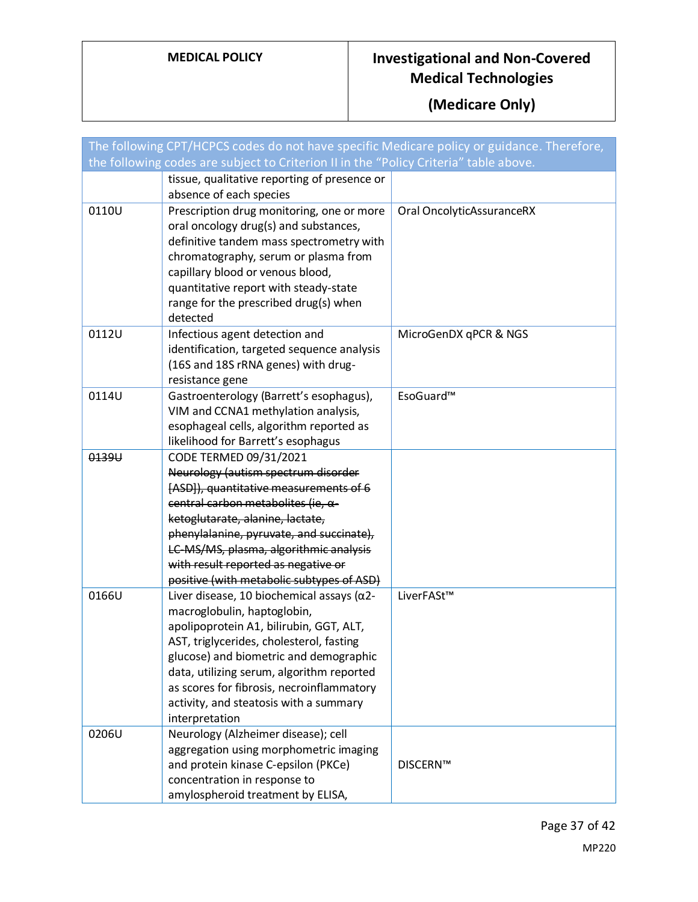| The following CPT/HCPCS codes do not have specific Medicare policy or guidance. Therefore, the following codes are subject to Criterion II in the "Policy Criteria" table above. | | |
|---|---|---|
| | tissue, qualitative reporting of presence or absence of each species | |
| 0110U | Prescription drug monitoring, one or more oral oncology drug(s) and substances, definitive tandem mass spectrometry with chromatography, serum or plasma from capillary blood or venous blood, quantitative report with steady-state range for the prescribed drug(s) when detected | Oral OncolyticAssuranceRX |
| 0112U | Infectious agent detection and identification, targeted sequence analysis (16S and 18S rRNA genes) with drug-resistance gene | MicroGenDX qPCR & NGS |
| 0114U | Gastroenterology (Barrett's esophagus), VIM and CCNA1 methylation analysis, esophageal cells, algorithm reported as likelihood for Barrett's esophagus | EsoGuard™ |
| ~~0139U~~ | CODE TERMED 09/31/2021 ~~Neurology (autism spectrum disorder [ASD]), quantitative measurements of 6 central carbon metabolites (ie, α-ketoglutarate, alanine, lactate, phenylalanine, pyruvate, and succinate), LC-MS/MS, plasma, algorithmic analysis with result reported as negative or positive (with metabolic subtypes of ASD)~~ | |
| 0166U | Liver disease, 10 biochemical assays (α2-macroglobulin, haptoglobin, apolipoprotein A1, bilirubin, GGT, ALT, AST, triglycerides, cholesterol, fasting glucose) and biometric and demographic data, utilizing serum, algorithm reported as scores for fibrosis, necroinflammatory activity, and steatosis with a summary interpretation | LiverFASt™ |
| 0206U | Neurology (Alzheimer disease); cell aggregation using morphometric imaging and protein kinase C-epsilon (PKCe) concentration in response to amylospheroid treatment by ELISA, | DISCERN™ |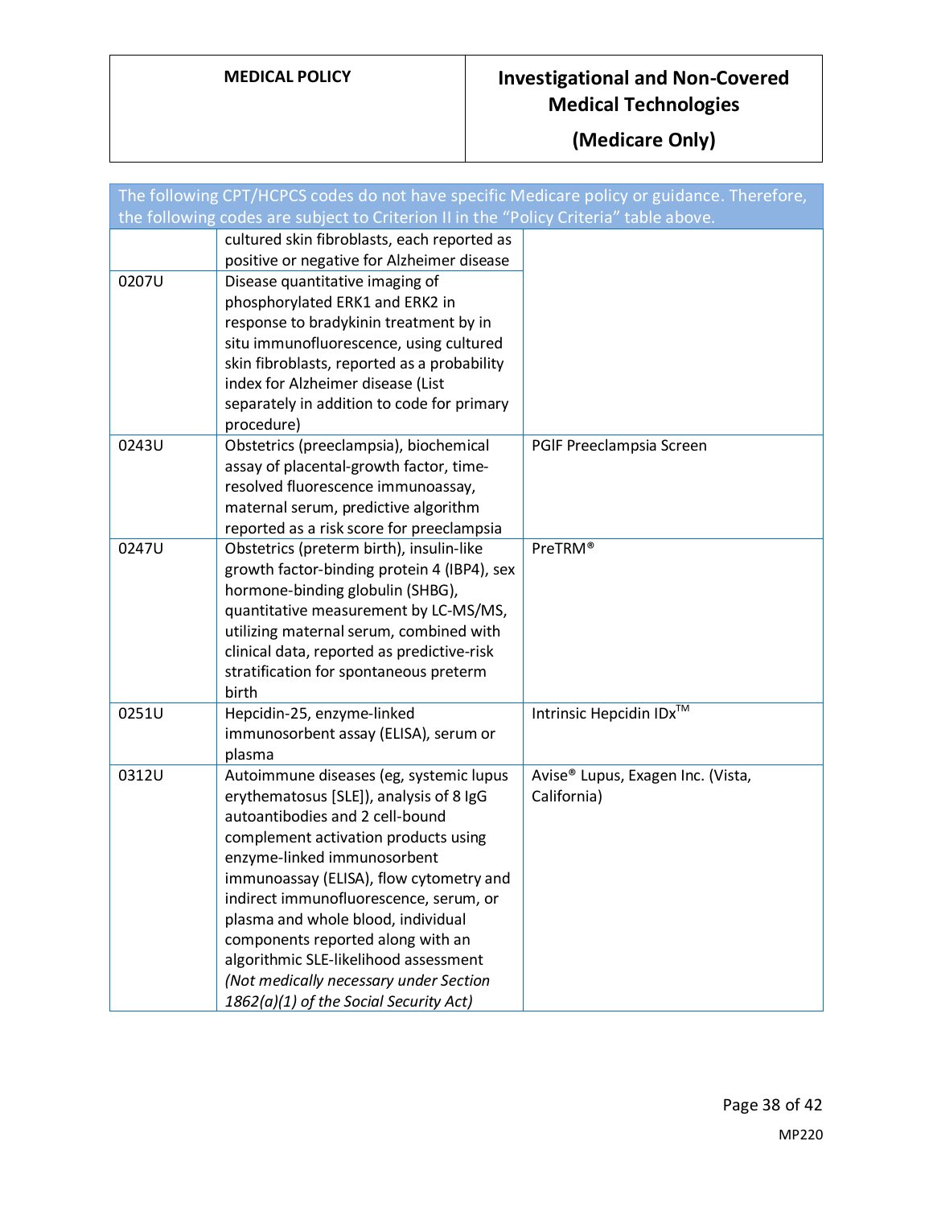| The following CPT/HCPCS codes do not have specific Medicare policy or guidance. Therefore, the following codes are subject to Criterion II in the "Policy Criteria" table above. | | |
|---|---|---|
| | cultured skin fibroblasts, each reported as positive or negative for Alzheimer disease | |
| 0207U | Disease quantitative imaging of phosphorylated ERK1 and ERK2 in response to bradykinin treatment by in situ immunofluorescence, using cultured skin fibroblasts, reported as a probability index for Alzheimer disease (List separately in addition to code for primary procedure) | |
| 0243U | Obstetrics (preeclampsia), biochemical assay of placental-growth factor, time-resolved fluorescence immunoassay, maternal serum, predictive algorithm reported as a risk score for preeclampsia | PGlF Preeclampsia Screen |
| 0247U | Obstetrics (preterm birth), insulin-like growth factor-binding protein 4 (IBP4), sex hormone-binding globulin (SHBG), quantitative measurement by LC-MS/MS, utilizing maternal serum, combined with clinical data, reported as predictive-risk stratification for spontaneous preterm birth | PreTRM® |
| 0251U | Hepcidin-25, enzyme-linked immunosorbent assay (ELISA), serum or plasma | Intrinsic Hepcidin IDx™ |
| 0312U | Autoimmune diseases (eg, systemic lupus erythematosus [SLE]), analysis of 8 IgG autoantibodies and 2 cell-bound complement activation products using enzyme-linked immunosorbent immunoassay (ELISA), flow cytometry and indirect immunofluorescence, serum, or plasma and whole blood, individual components reported along with an algorithmic SLE-likelihood assessment *(Not medically necessary under Section 1862(a)(1) of the Social Security Act)* | Avise® Lupus, Exagen Inc. (Vista, California) |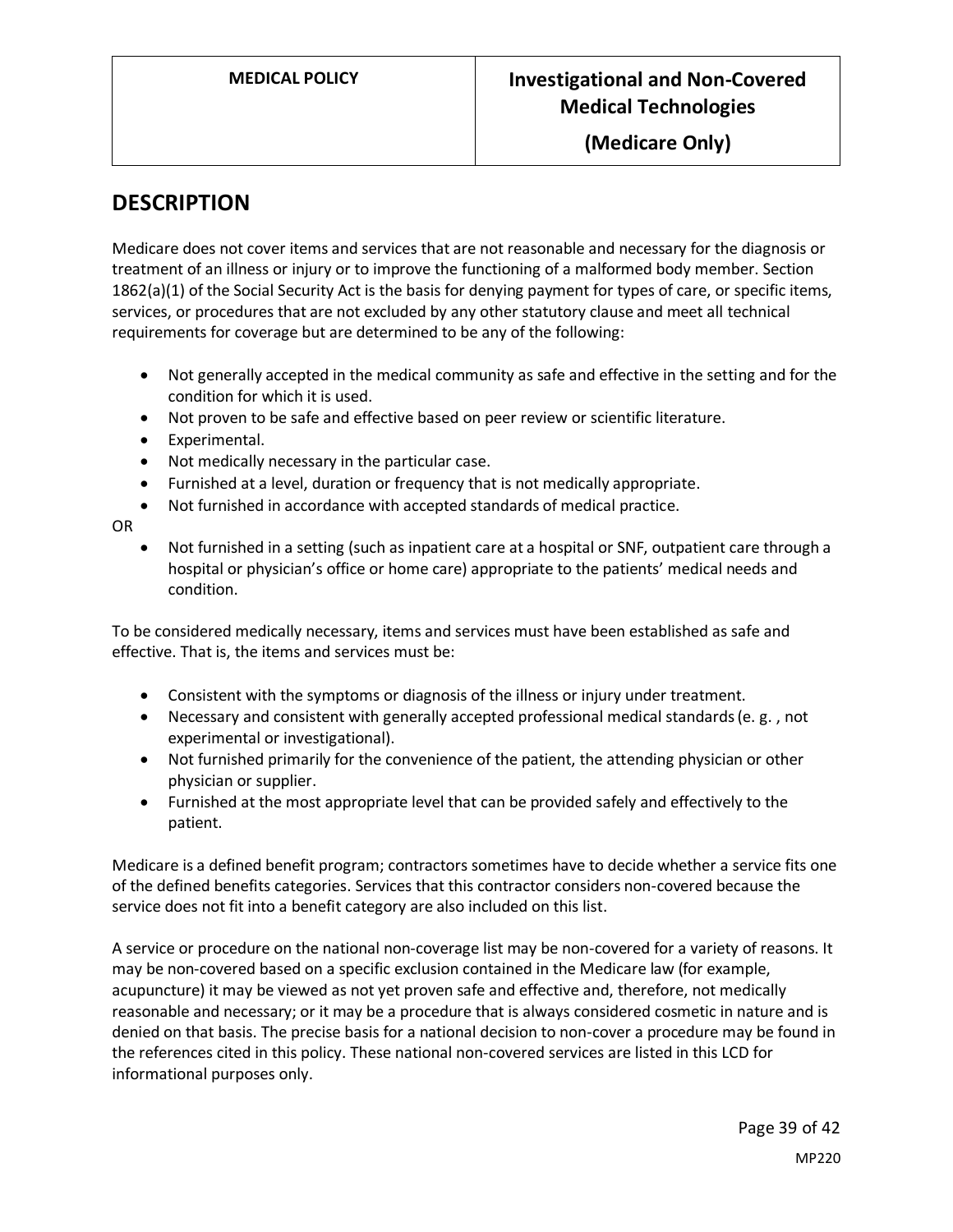## DESCRIPTION

Medicare does not cover items and services that are not reasonable and necessary for the diagnosis or treatment of an illness or injury or to improve the functioning of a malformed body member. Section 1862(a)(1) of the Social Security Act is the basis for denying payment for types of care, or specific items, services, or procedures that are not excluded by any other statutory clause and meet all technical requirements for coverage but are determined to be any of the following:

- Not generally accepted in the medical community as safe and effective in the setting and for the condition for which it is used.
- Not proven to be safe and effective based on peer review or scientific literature.
- Experimental.
- Not medically necessary in the particular case.
- Furnished at a level, duration or frequency that is not medically appropriate.
- Not furnished in accordance with accepted standards of medical practice.

OR

- Not furnished in a setting (such as inpatient care at a hospital or SNF, outpatient care through a hospital or physician's office or home care) appropriate to the patients' medical needs and condition.

To be considered medically necessary, items and services must have been established as safe and effective. That is, the items and services must be:

- Consistent with the symptoms or diagnosis of the illness or injury under treatment.
- Necessary and consistent with generally accepted professional medical standards (e. g. , not experimental or investigational).
- Not furnished primarily for the convenience of the patient, the attending physician or other physician or supplier.
- Furnished at the most appropriate level that can be provided safely and effectively to the patient.

Medicare is a defined benefit program; contractors sometimes have to decide whether a service fits one of the defined benefits categories. Services that this contractor considers non-covered because the service does not fit into a benefit category are also included on this list.

A service or procedure on the national non-coverage list may be non-covered for a variety of reasons. It may be non-covered based on a specific exclusion contained in the Medicare law (for example, acupuncture) it may be viewed as not yet proven safe and effective and, therefore, not medically reasonable and necessary; or it may be a procedure that is always considered cosmetic in nature and is denied on that basis. The precise basis for a national decision to non-cover a procedure may be found in the references cited in this policy. These national non-covered services are listed in this LCD for informational purposes only.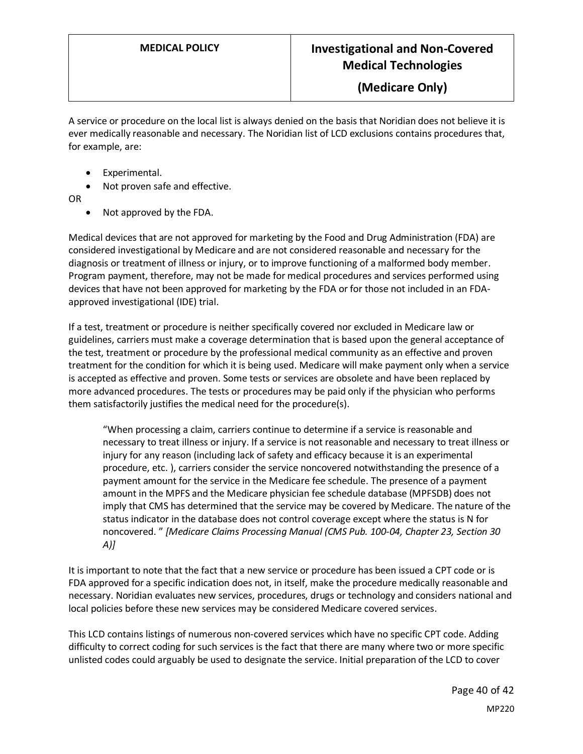A service or procedure on the local list is always denied on the basis that Noridian does not believe it is ever medically reasonable and necessary. The Noridian list of LCD exclusions contains procedures that, for example, are:

- Experimental.
- Not proven safe and effective.

OR

- Not approved by the FDA.

Medical devices that are not approved for marketing by the Food and Drug Administration (FDA) are considered investigational by Medicare and are not considered reasonable and necessary for the diagnosis or treatment of illness or injury, or to improve functioning of a malformed body member. Program payment, therefore, may not be made for medical procedures and services performed using devices that have not been approved for marketing by the FDA or for those not included in an FDA-approved investigational (IDE) trial.

If a test, treatment or procedure is neither specifically covered nor excluded in Medicare law or guidelines, carriers must make a coverage determination that is based upon the general acceptance of the test, treatment or procedure by the professional medical community as an effective and proven treatment for the condition for which it is being used. Medicare will make payment only when a service is accepted as effective and proven. Some tests or services are obsolete and have been replaced by more advanced procedures. The tests or procedures may be paid only if the physician who performs them satisfactorily justifies the medical need for the procedure(s).

> "When processing a claim, carriers continue to determine if a service is reasonable and necessary to treat illness or injury. If a service is not reasonable and necessary to treat illness or injury for any reason (including lack of safety and efficacy because it is an experimental procedure, etc. ), carriers consider the service noncovered notwithstanding the presence of a payment amount for the service in the Medicare fee schedule. The presence of a payment amount in the MPFS and the Medicare physician fee schedule database (MPFSDB) does not imply that CMS has determined that the service may be covered by Medicare. The nature of the status indicator in the database does not control coverage except where the status is N for noncovered. " *[Medicare Claims Processing Manual (CMS Pub. 100-04, Chapter 23, Section 30 A)]*

It is important to note that the fact that a new service or procedure has been issued a CPT code or is FDA approved for a specific indication does not, in itself, make the procedure medically reasonable and necessary. Noridian evaluates new services, procedures, drugs or technology and considers national and local policies before these new services may be considered Medicare covered services.

This LCD contains listings of numerous non-covered services which have no specific CPT code. Adding difficulty to correct coding for such services is the fact that there are many where two or more specific unlisted codes could arguably be used to designate the service. Initial preparation of the LCD to cover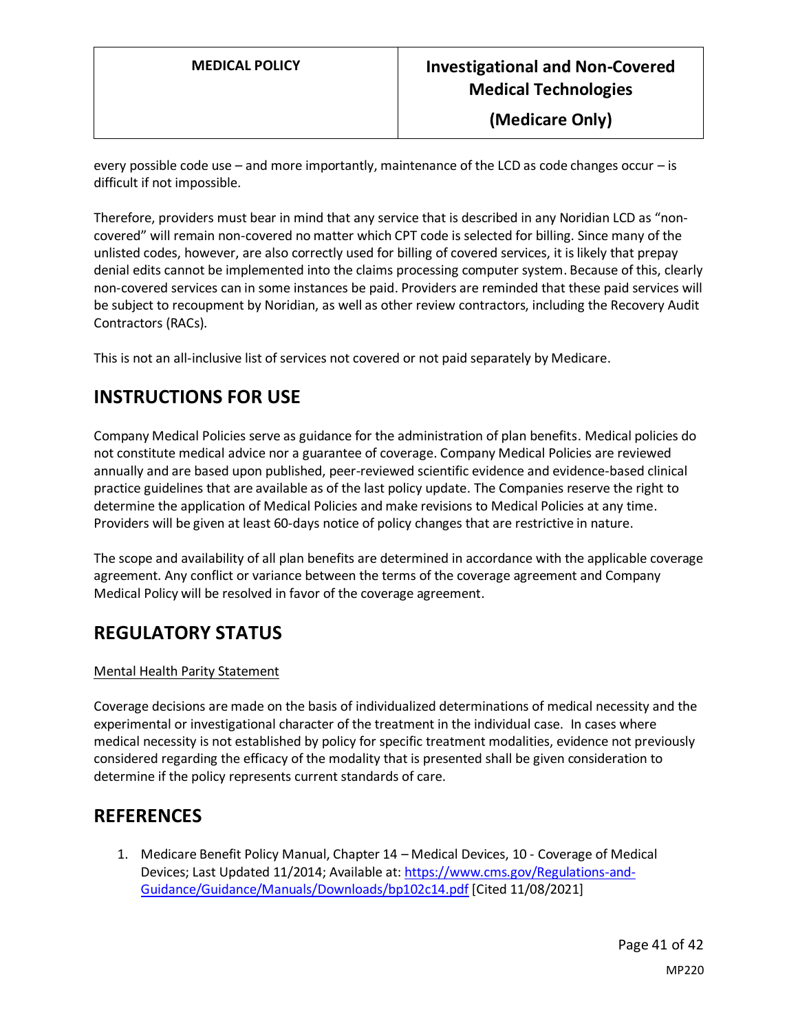every possible code use – and more importantly, maintenance of the LCD as code changes occur – is difficult if not impossible.

Therefore, providers must bear in mind that any service that is described in any Noridian LCD as "non-covered" will remain non-covered no matter which CPT code is selected for billing. Since many of the unlisted codes, however, are also correctly used for billing of covered services, it is likely that prepay denial edits cannot be implemented into the claims processing computer system. Because of this, clearly non-covered services can in some instances be paid. Providers are reminded that these paid services will be subject to recoupment by Noridian, as well as other review contractors, including the Recovery Audit Contractors (RACs).

This is not an all-inclusive list of services not covered or not paid separately by Medicare.

## INSTRUCTIONS FOR USE

Company Medical Policies serve as guidance for the administration of plan benefits. Medical policies do not constitute medical advice nor a guarantee of coverage. Company Medical Policies are reviewed annually and are based upon published, peer-reviewed scientific evidence and evidence-based clinical practice guidelines that are available as of the last policy update. The Companies reserve the right to determine the application of Medical Policies and make revisions to Medical Policies at any time. Providers will be given at least 60-days notice of policy changes that are restrictive in nature.

The scope and availability of all plan benefits are determined in accordance with the applicable coverage agreement. Any conflict or variance between the terms of the coverage agreement and Company Medical Policy will be resolved in favor of the coverage agreement.

## REGULATORY STATUS

Mental Health Parity Statement

Coverage decisions are made on the basis of individualized determinations of medical necessity and the experimental or investigational character of the treatment in the individual case. In cases where medical necessity is not established by policy for specific treatment modalities, evidence not previously considered regarding the efficacy of the modality that is presented shall be given consideration to determine if the policy represents current standards of care.

## REFERENCES

1. Medicare Benefit Policy Manual, Chapter 14 – Medical Devices, 10 - Coverage of Medical Devices; Last Updated 11/2014; Available at: https://www.cms.gov/Regulations-and-Guidance/Guidance/Manuals/Downloads/bp102c14.pdf [Cited 11/08/2021]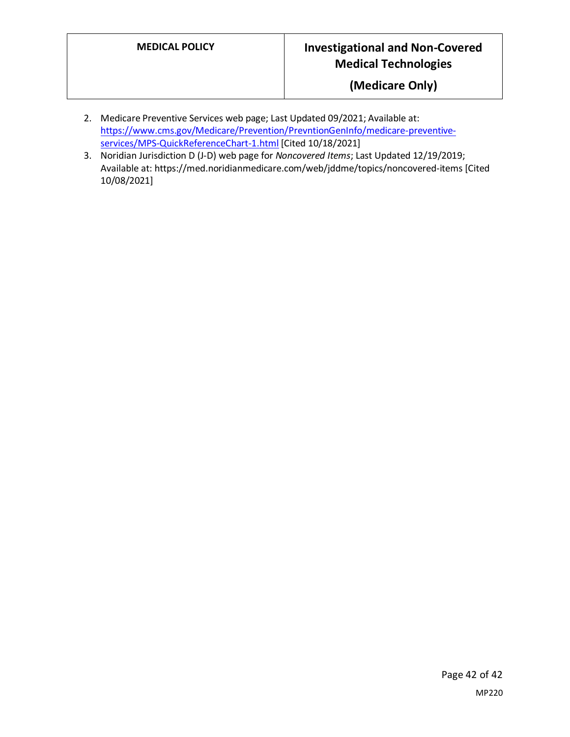2. Medicare Preventive Services web page; Last Updated 09/2021; Available at: [https://www.cms.gov/Medicare/Prevention/PrevntionGenInfo/medicare-preventive-services/MPS-QuickReferenceChart-1.html](https://www.cms.gov/Medicare/Prevention/PrevntionGenInfo/medicare-preventive-services/MPS-QuickReferenceChart-1.html) [Cited 10/18/2021]
3. Noridian Jurisdiction D (J-D) web page for *Noncovered Items*; Last Updated 12/19/2019; Available at: https://med.noridianmedicare.com/web/jddme/topics/noncovered-items [Cited 10/08/2021]